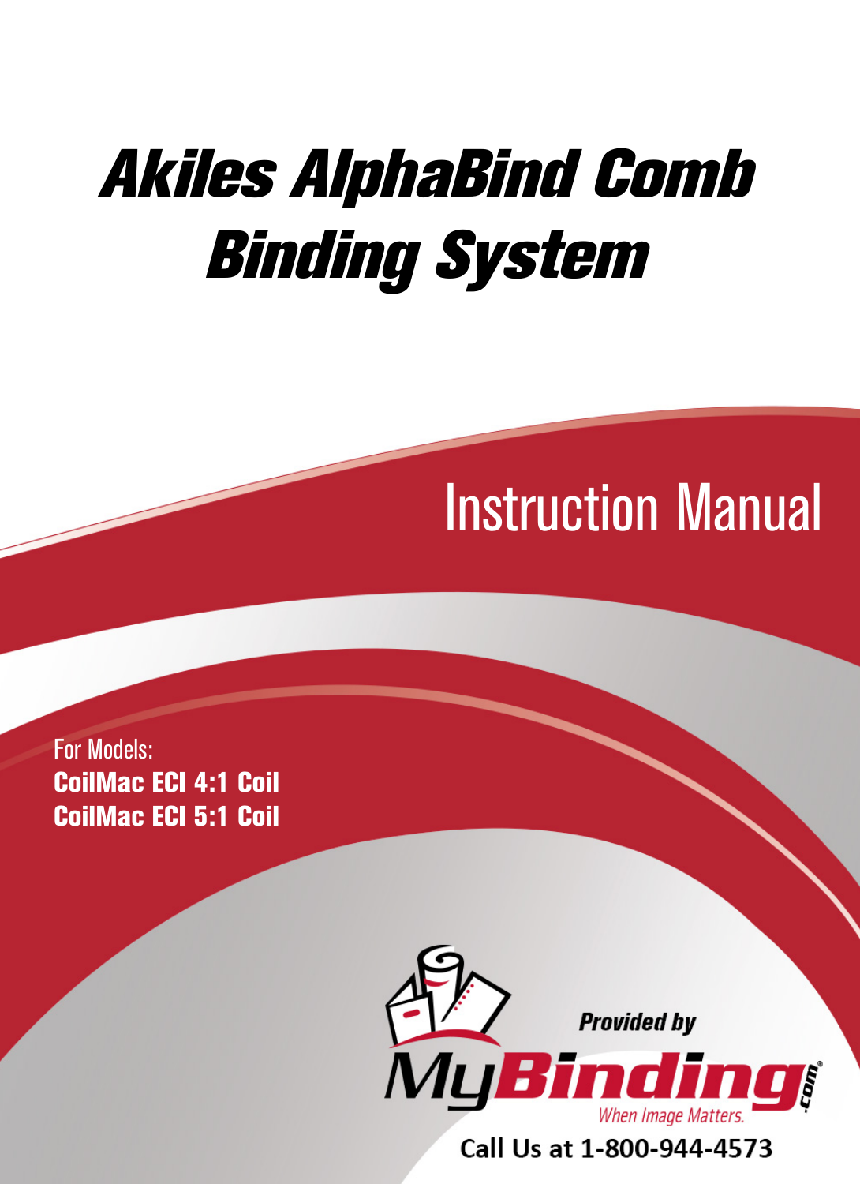# Akiles AlphaBind Comb Binding System

## Instruction Manual

For Models:

**CoilMac ECI 4:1 Coil**

**CoilMac ECI 5:1 Coil**

Provided by

MyBinding.com

When Image Matters.

Call Us at 1-800-944-4573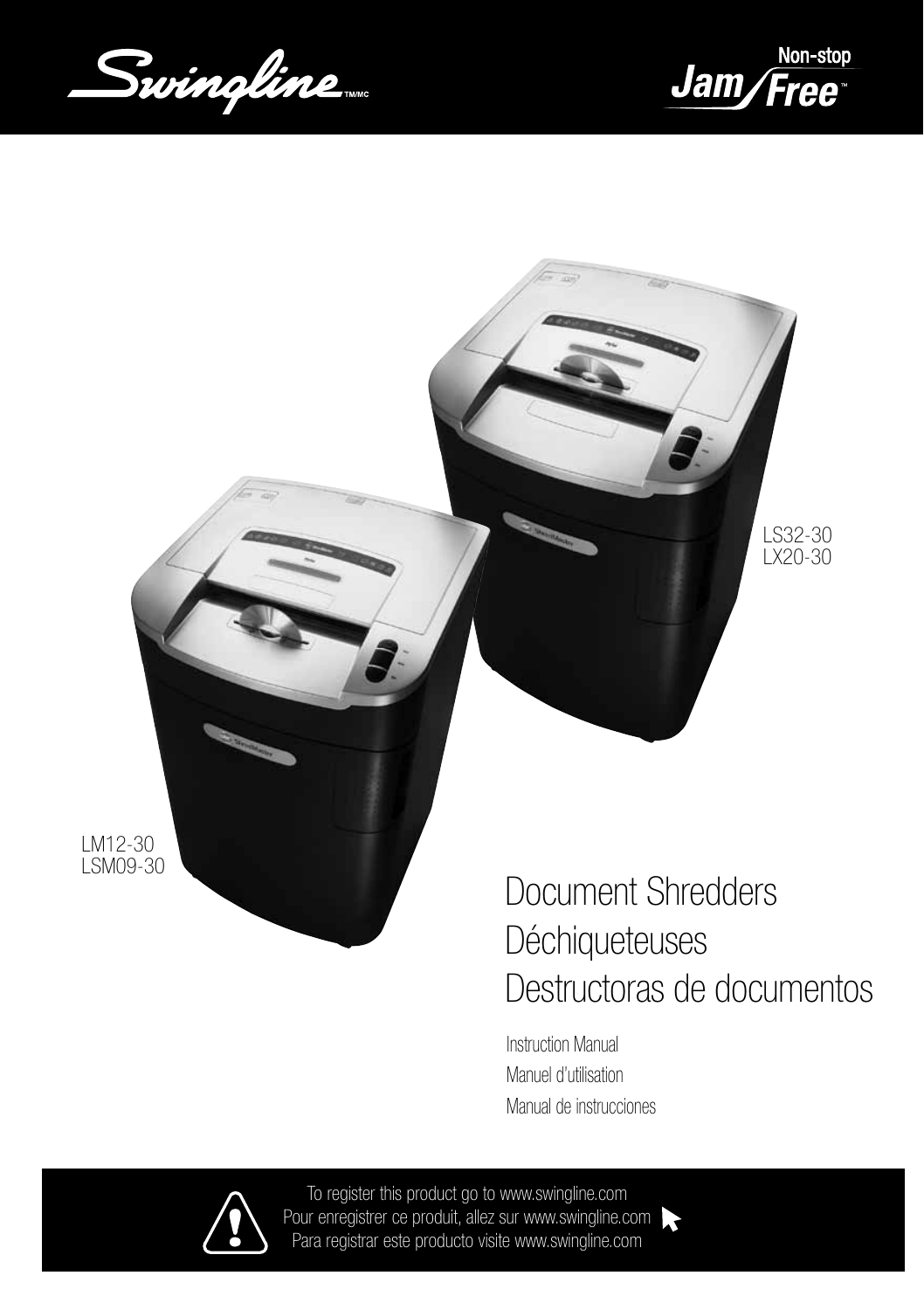Swingline™/MC

Non-stop Jam Free™

LS32-30
LX20-30

LM12-30
LSM09-30

# Document Shredders
# Déchiqueteuses
# Destructoras de documentos

Instruction Manual
Manuel d'utilisation
Manual de instrucciones

To register this product go to www.swingline.com
Pour enregistrer ce produit, allez sur www.swingline.com
Para registrar este producto visite www.swingline.com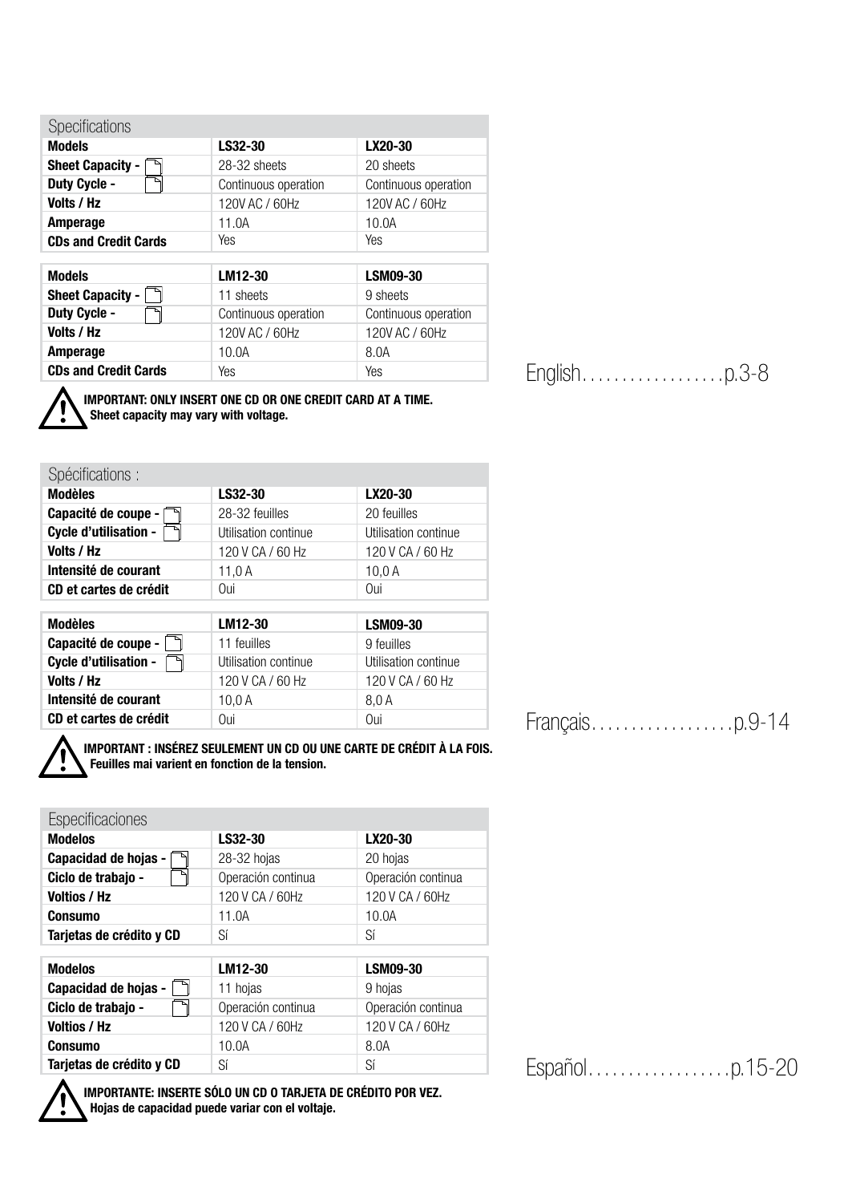## Specifications

| Models | LS32-30 | LX20-30 |
|---|---|---|
| **Sheet Capacity -** | 28-32 sheets | 20 sheets |
| **Duty Cycle -** | Continuous operation | Continuous operation |
| **Volts / Hz** | 120V AC / 60Hz | 120V AC / 60Hz |
| **Amperage** | 11.0A | 10.0A |
| **CDs and Credit Cards** | Yes | Yes |

| Models | LM12-30 | LSM09-30 |
|---|---|---|
| **Sheet Capacity -** | 11 sheets | 9 sheets |
| **Duty Cycle -** | Continuous operation | Continuous operation |
| **Volts / Hz** | 120V AC / 60Hz | 120V AC / 60Hz |
| **Amperage** | 10.0A | 8.0A |
| **CDs and Credit Cards** | Yes | Yes |

**IMPORTANT: ONLY INSERT ONE CD OR ONE CREDIT CARD AT A TIME.**
**Sheet capacity may vary with voltage.**

English..................p.3-8

## Spécifications :

| Modèles | LS32-30 | LX20-30 |
|---|---|---|
| **Capacité de coupe -** | 28-32 feuilles | 20 feuilles |
| **Cycle d'utilisation -** | Utilisation continue | Utilisation continue |
| **Volts / Hz** | 120 V CA / 60 Hz | 120 V CA / 60 Hz |
| **Intensité de courant** | 11,0 A | 10,0 A |
| **CD et cartes de crédit** | Oui | Oui |

| Modèles | LM12-30 | LSM09-30 |
|---|---|---|
| **Capacité de coupe -** | 11 feuilles | 9 feuilles |
| **Cycle d'utilisation -** | Utilisation continue | Utilisation continue |
| **Volts / Hz** | 120 V CA / 60 Hz | 120 V CA / 60 Hz |
| **Intensité de courant** | 10,0 A | 8,0 A |
| **CD et cartes de crédit** | Oui | Oui |

**IMPORTANT : INSÉREZ SEULEMENT UN CD OU UNE CARTE DE CRÉDIT À LA FOIS.**
**Feuilles mai varient en fonction de la tension.**

Français..................p.9-14

## Especificaciones

| Modelos | LS32-30 | LX20-30 |
|---|---|---|
| **Capacidad de hojas -** | 28-32 hojas | 20 hojas |
| **Ciclo de trabajo -** | Operación continua | Operación continua |
| **Voltios / Hz** | 120 V CA / 60Hz | 120 V CA / 60Hz |
| **Consumo** | 11.0A | 10.0A |
| **Tarjetas de crédito y CD** | Sí | Sí |

| Modelos | LM12-30 | LSM09-30 |
|---|---|---|
| **Capacidad de hojas -** | 11 hojas | 9 hojas |
| **Ciclo de trabajo -** | Operación continua | Operación continua |
| **Voltios / Hz** | 120 V CA / 60Hz | 120 V CA / 60Hz |
| **Consumo** | 10.0A | 8.0A |
| **Tarjetas de crédito y CD** | Sí | Sí |

**IMPORTANTE: INSERTE SÓLO UN CD O TARJETA DE CRÉDITO POR VEZ.**
**Hojas de capacidad puede variar con el voltaje.**

Español..................p.15-20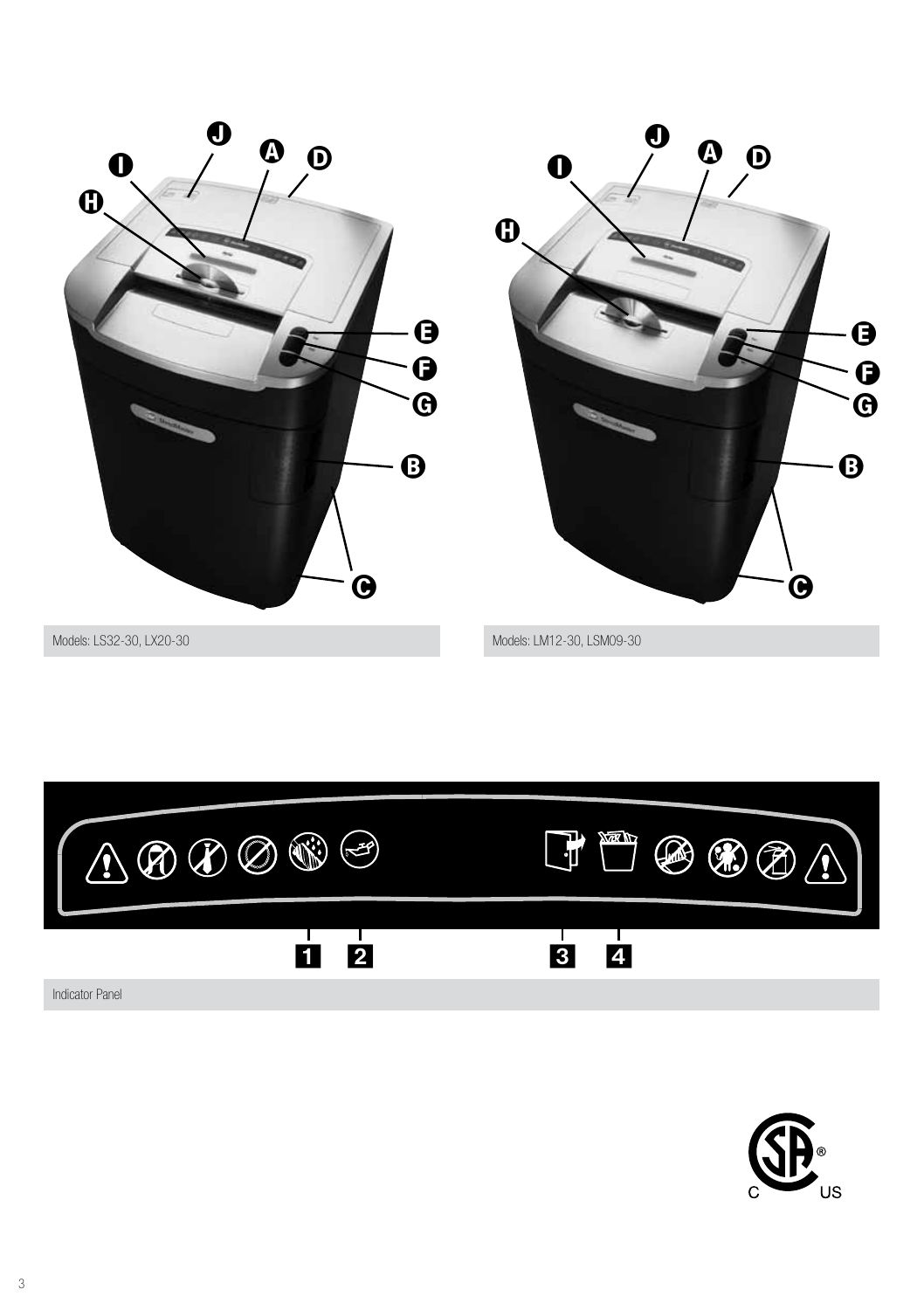Models: LS32-30, LX20-30

Models: LM12-30, LSM09-30

Indicator Panel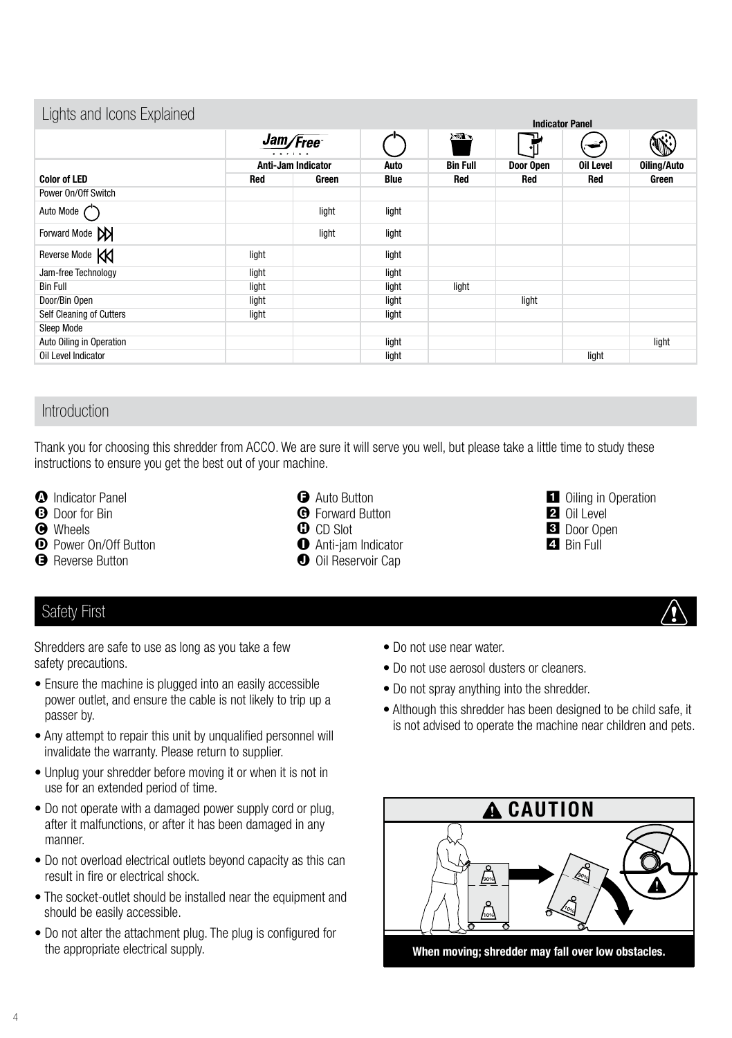## Lights and Icons Explained

| | Indicator Panel | | | | | | | |
|---|---|---|---|---|---|---|---|---|
| | Jam/Free series | | | | | | | |
| | Anti-Jam Indicator | | Auto | Bin Full | Door Open | Oil Level | Oiling/Auto |
| **Color of LED** | **Red** | **Green** | **Blue** | **Red** | **Red** | **Red** | **Green** |
| Power On/Off Switch | | | | | | | |
| Auto Mode | | light | light | | | | |
| Forward Mode | | light | light | | | | |
| Reverse Mode | light | | light | | | | |
| Jam-free Technology | light | | light | | | | |
| Bin Full | light | | light | light | | | |
| Door/Bin Open | light | | light | | light | | |
| Self Cleaning of Cutters | light | | light | | | | |
| Sleep Mode | | | | | | | |
| Auto Oiling in Operation | | | light | | | | light |
| Oil Level Indicator | | | light | | | light | |

## Introduction

Thank you for choosing this shredder from ACCO. We are sure it will serve you well, but please take a little time to study these instructions to ensure you get the best out of your machine.

- **A** Indicator Panel
- **B** Door for Bin
- **C** Wheels
- **D** Power On/Off Button
- **E** Reverse Button
- **F** Auto Button
- **G** Forward Button
- **H** CD Slot
- **I** Anti-jam Indicator
- **J** Oil Reservoir Cap

1. Oiling in Operation
2. Oil Level
3. Door Open
4. Bin Full

## Safety First

Shredders are safe to use as long as you take a few safety precautions.

- Ensure the machine is plugged into an easily accessible power outlet, and ensure the cable is not likely to trip up a passer by.
- Any attempt to repair this unit by unqualified personnel will invalidate the warranty. Please return to supplier.
- Unplug your shredder before moving it or when it is not in use for an extended period of time.
- Do not operate with a damaged power supply cord or plug, after it malfunctions, or after it has been damaged in any manner.
- Do not overload electrical outlets beyond capacity as this can result in fire or electrical shock.
- The socket-outlet should be installed near the equipment and should be easily accessible.
- Do not alter the attachment plug. The plug is configured for the appropriate electrical supply.
- Do not use near water.
- Do not use aerosol dusters or cleaners.
- Do not spray anything into the shredder.
- Although this shredder has been designed to be child safe, it is not advised to operate the machine near children and pets.

**CAUTION**

90% 90% 10% 10%

**When moving; shredder may fall over low obstacles.**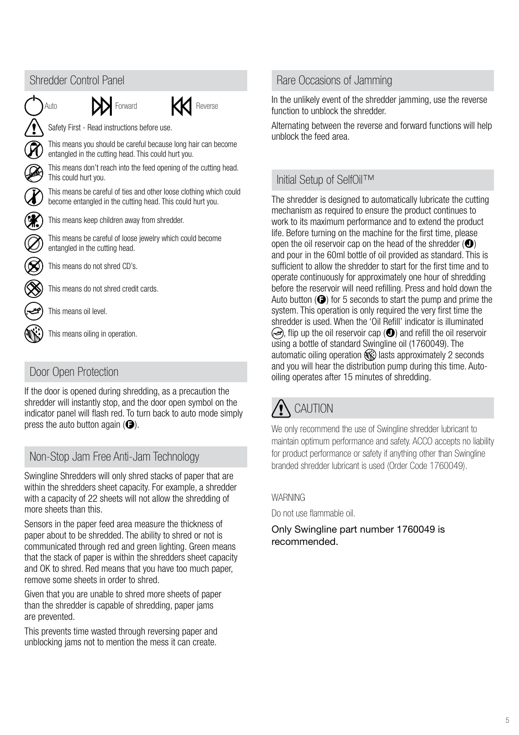## Shredder Control Panel

Auto Forward Reverse

Safety First - Read instructions before use.

This means you should be careful because long hair can become entangled in the cutting head. This could hurt you.

This means don't reach into the feed opening of the cutting head. This could hurt you.

This means be careful of ties and other loose clothing which could become entangled in the cutting head. This could hurt you.

This means keep children away from shredder.

This means be careful of loose jewelry which could become entangled in the cutting head.

This means do not shred CD's.

This means do not shred credit cards.

This means oil level.

This means oiling in operation.

## Door Open Protection

If the door is opened during shredding, as a precaution the shredder will instantly stop, and the door open symbol on the indicator panel will flash red. To turn back to auto mode simply press the auto button again (F).

## Non-Stop Jam Free Anti-Jam Technology

Swingline Shredders will only shred stacks of paper that are within the shredders sheet capacity. For example, a shredder with a capacity of 22 sheets will not allow the shredding of more sheets than this.

Sensors in the paper feed area measure the thickness of paper about to be shredded. The ability to shred or not is communicated through red and green lighting. Green means that the stack of paper is within the shredders sheet capacity and OK to shred. Red means that you have too much paper, remove some sheets in order to shred.

Given that you are unable to shred more sheets of paper than the shredder is capable of shredding, paper jams are prevented.

This prevents time wasted through reversing paper and unblocking jams not to mention the mess it can create.

## Rare Occasions of Jamming

In the unlikely event of the shredder jamming, use the reverse function to unblock the shredder.

Alternating between the reverse and forward functions will help unblock the feed area.

## Initial Setup of SelfOil™

The shredder is designed to automatically lubricate the cutting mechanism as required to ensure the product continues to work to its maximum performance and to extend the product life. Before turning on the machine for the first time, please open the oil reservoir cap on the head of the shredder (J) and pour in the 60ml bottle of oil provided as standard. This is sufficient to allow the shredder to start for the first time and to operate continuously for approximately one hour of shredding before the reservoir will need refilling. Press and hold down the Auto button (F) for 5 seconds to start the pump and prime the system. This operation is only required the very first time the shredder is used. When the 'Oil Refill' indicator is illuminated, flip up the oil reservoir cap (J) and refill the oil reservoir using a bottle of standard Swingline oil (1760049). The automatic oiling operation lasts approximately 2 seconds and you will hear the distribution pump during this time. Auto-oiling operates after 15 minutes of shredding.

## CAUTION

We only recommend the use of Swingline shredder lubricant to maintain optimum performance and safety. ACCO accepts no liability for product performance or safety if anything other than Swingline branded shredder lubricant is used (Order Code 1760049).

WARNING

Do not use flammable oil.

Only Swingline part number 1760049 is recommended.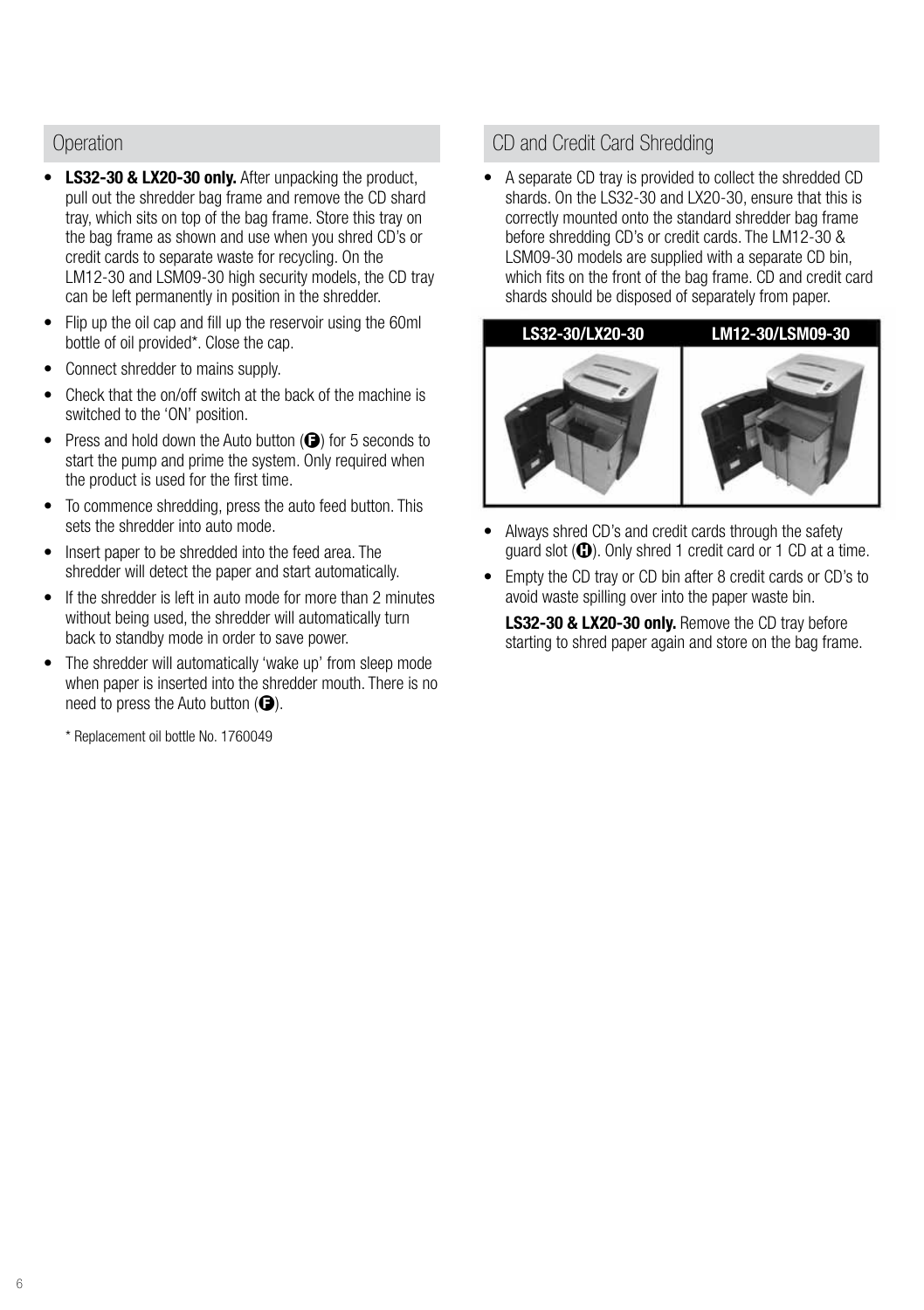## Operation

- **LS32-30 & LX20-30 only.** After unpacking the product, pull out the shredder bag frame and remove the CD shard tray, which sits on top of the bag frame. Store this tray on the bag frame as shown and use when you shred CD's or credit cards to separate waste for recycling. On the LM12-30 and LSM09-30 high security models, the CD tray can be left permanently in position in the shredder.
- Flip up the oil cap and fill up the reservoir using the 60ml bottle of oil provided*. Close the cap.
- Connect shredder to mains supply.
- Check that the on/off switch at the back of the machine is switched to the 'ON' position.
- Press and hold down the Auto button (F) for 5 seconds to start the pump and prime the system. Only required when the product is used for the first time.
- To commence shredding, press the auto feed button. This sets the shredder into auto mode.
- Insert paper to be shredded into the feed area. The shredder will detect the paper and start automatically.
- If the shredder is left in auto mode for more than 2 minutes without being used, the shredder will automatically turn back to standby mode in order to save power.
- The shredder will automatically 'wake up' from sleep mode when paper is inserted into the shredder mouth. There is no need to press the Auto button (F).

\* Replacement oil bottle No. 1760049

## CD and Credit Card Shredding

- A separate CD tray is provided to collect the shredded CD shards. On the LS32-30 and LX20-30, ensure that this is correctly mounted onto the standard shredder bag frame before shredding CD's or credit cards. The LM12-30 & LSM09-30 models are supplied with a separate CD bin, which fits on the front of the bag frame. CD and credit card shards should be disposed of separately from paper.

| LS32-30/LX20-30 | LM12-30/LSM09-30 |
| --- | --- |

- Always shred CD's and credit cards through the safety guard slot (H). Only shred 1 credit card or 1 CD at a time.
- Empty the CD tray or CD bin after 8 credit cards or CD's to avoid waste spilling over into the paper waste bin.

  **LS32-30 & LX20-30 only.** Remove the CD tray before starting to shred paper again and store on the bag frame.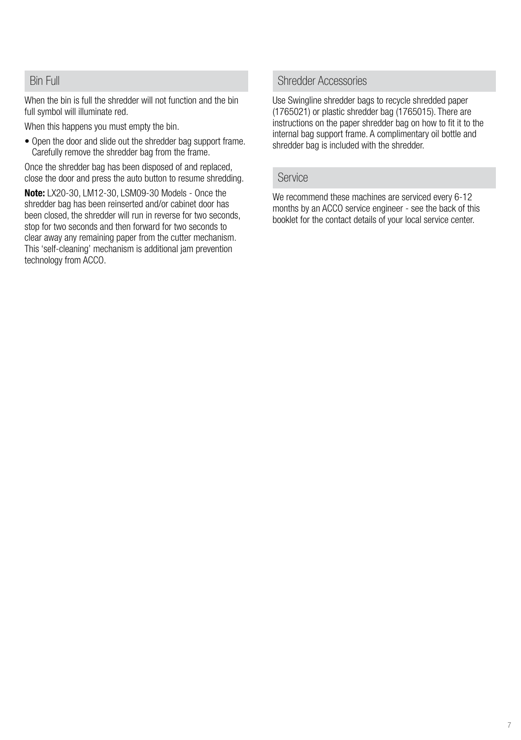## Bin Full

When the bin is full the shredder will not function and the bin full symbol will illuminate red.

When this happens you must empty the bin.

- Open the door and slide out the shredder bag support frame. Carefully remove the shredder bag from the frame.

Once the shredder bag has been disposed of and replaced, close the door and press the auto button to resume shredding.

**Note:** LX20-30, LM12-30, LSM09-30 Models - Once the shredder bag has been reinserted and/or cabinet door has been closed, the shredder will run in reverse for two seconds, stop for two seconds and then forward for two seconds to clear away any remaining paper from the cutter mechanism. This 'self-cleaning' mechanism is additional jam prevention technology from ACCO.

## Shredder Accessories

Use Swingline shredder bags to recycle shredded paper (1765021) or plastic shredder bag (1765015). There are instructions on the paper shredder bag on how to fit it to the internal bag support frame. A complimentary oil bottle and shredder bag is included with the shredder.

## Service

We recommend these machines are serviced every 6-12 months by an ACCO service engineer - see the back of this booklet for the contact details of your local service center.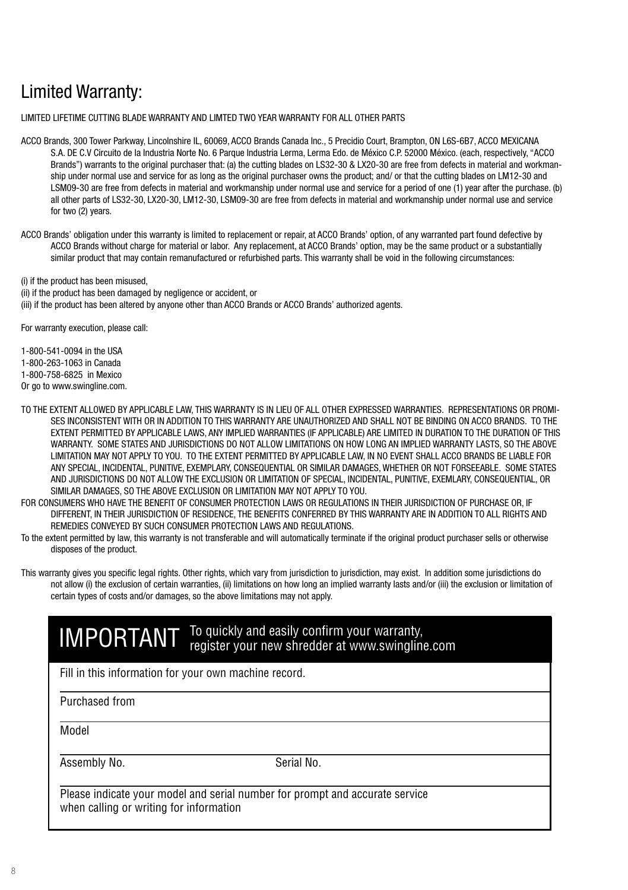# Limited Warranty:

LIMITED LIFETIME CUTTING BLADE WARRANTY AND LIMTED TWO YEAR WARRANTY FOR ALL OTHER PARTS

ACCO Brands, 300 Tower Parkway, Lincolnshire IL, 60069, ACCO Brands Canada Inc., 5 Precidio Court, Brampton, ON L6S-6B7, ACCO MEXICANA S.A. DE C.V Circuito de la Industria Norte No. 6 Parque Industria Lerma, Lerma Edo. de México C.P. 52000 México. (each, respectively, "ACCO Brands") warrants to the original purchaser that: (a) the cutting blades on LS32-30 & LX20-30 are free from defects in material and workmanship under normal use and service for as long as the original purchaser owns the product; and/ or that the cutting blades on LM12-30 and LSM09-30 are free from defects in material and workmanship under normal use and service for a period of one (1) year after the purchase. (b) all other parts of LS32-30, LX20-30, LM12-30, LSM09-30 are free from defects in material and workmanship under normal use and service for two (2) years.

ACCO Brands' obligation under this warranty is limited to replacement or repair, at ACCO Brands' option, of any warranted part found defective by ACCO Brands without charge for material or labor. Any replacement, at ACCO Brands' option, may be the same product or a substantially similar product that may contain remanufactured or refurbished parts. This warranty shall be void in the following circumstances:

(i) if the product has been misused,
(ii) if the product has been damaged by negligence or accident, or
(iii) if the product has been altered by anyone other than ACCO Brands or ACCO Brands' authorized agents.

For warranty execution, please call:

1-800-541-0094 in the USA
1-800-263-1063 in Canada
1-800-758-6825 in Mexico
Or go to www.swingline.com.

TO THE EXTENT ALLOWED BY APPLICABLE LAW, THIS WARRANTY IS IN LIEU OF ALL OTHER EXPRESSED WARRANTIES. REPRESENTATIONS OR PROMISES INCONSISTENT WITH OR IN ADDITION TO THIS WARRANTY ARE UNAUTHORIZED AND SHALL NOT BE BINDING ON ACCO BRANDS. TO THE EXTENT PERMITTED BY APPLICABLE LAWS, ANY IMPLIED WARRANTIES (IF APPLICABLE) ARE LIMITED IN DURATION TO THE DURATION OF THIS WARRANTY. SOME STATES AND JURISDICTIONS DO NOT ALLOW LIMITATIONS ON HOW LONG AN IMPLIED WARRANTY LASTS, SO THE ABOVE LIMITATION MAY NOT APPLY TO YOU. TO THE EXTENT PERMITTED BY APPLICABLE LAW, IN NO EVENT SHALL ACCO BRANDS BE LIABLE FOR ANY SPECIAL, INCIDENTAL, PUNITIVE, EXEMPLARY, CONSEQUENTIAL OR SIMILAR DAMAGES, WHETHER OR NOT FORSEEABLE. SOME STATES AND JURISDICTIONS DO NOT ALLOW THE EXCLUSION OR LIMITATION OF SPECIAL, INCIDENTAL, PUNITIVE, EXEMLARY, CONSEQUENTIAL, OR SIMILAR DAMAGES, SO THE ABOVE EXCLUSION OR LIMITATION MAY NOT APPLY TO YOU.

FOR CONSUMERS WHO HAVE THE BENEFIT OF CONSUMER PROTECTION LAWS OR REGULATIONS IN THEIR JURISDICTION OF PURCHASE OR, IF DIFFERENT, IN THEIR JURISDICTION OF RESIDENCE, THE BENEFITS CONFERRED BY THIS WARRANTY ARE IN ADDITION TO ALL RIGHTS AND REMEDIES CONVEYED BY SUCH CONSUMER PROTECTION LAWS AND REGULATIONS.

To the extent permitted by law, this warranty is not transferable and will automatically terminate if the original product purchaser sells or otherwise disposes of the product.

This warranty gives you specific legal rights. Other rights, which vary from jurisdiction to jurisdiction, may exist. In addition some jurisdictions do not allow (i) the exclusion of certain warranties, (ii) limitations on how long an implied warranty lasts and/or (iii) the exclusion or limitation of certain types of costs and/or damages, so the above limitations may not apply.

**IMPORTANT** To quickly and easily confirm your warranty, register your new shredder at www.swingline.com

Fill in this information for your own machine record.

Purchased from

Model

Assembly No. Serial No.

Please indicate your model and serial number for prompt and accurate service when calling or writing for information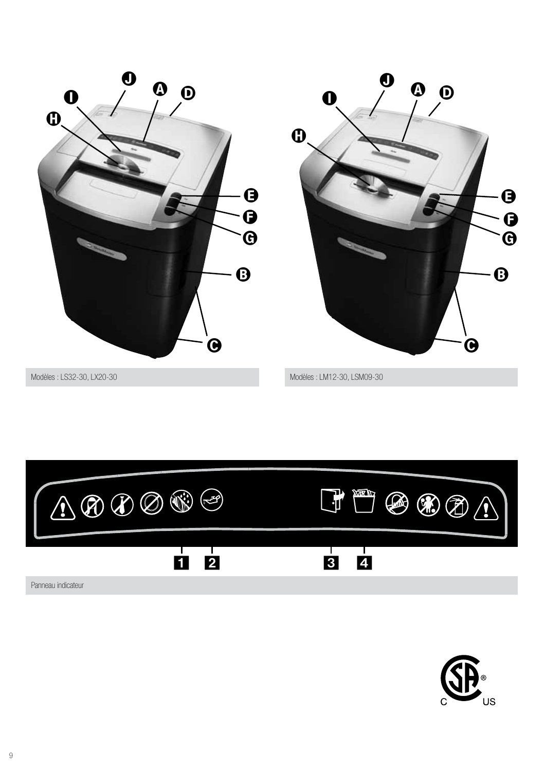Modèles : LS32-30, LX20-30

Modèles : LM12-30, LSM09-30

Panneau indicateur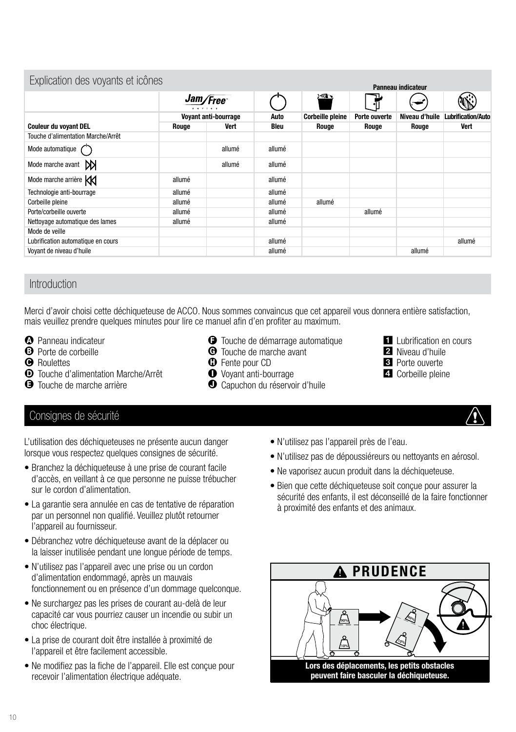## Explication des voyants et icônes

| | Jam Free series | | | Panneau indicateur | | | |
|---|---|---|---|---|---|---|---|
| | Voyant anti-bourrage | | Auto | Corbeille pleine | Porte ouverte | Niveau d'huile | Lubrification/Auto |
| **Couleur du voyant DEL** | **Rouge** | **Vert** | **Bleu** | **Rouge** | **Rouge** | **Rouge** | **Vert** |
| Touche d'alimentation Marche/Arrêt | | | | | | | |
| Mode automatique | | allumé | allumé | | | | |
| Mode marche avant | | allumé | allumé | | | | |
| Mode marche arrière | allumé | | allumé | | | | |
| Technologie anti-bourrage | allumé | | allumé | | | | |
| Corbeille pleine | allumé | | allumé | allumé | | | |
| Porte/corbeille ouverte | allumé | | allumé | | allumé | | |
| Nettoyage automatique des lames | allumé | | allumé | | | | |
| Mode de veille | | | | | | | |
| Lubrification automatique en cours | | | allumé | | | | allumé |
| Voyant de niveau d'huile | | | allumé | | | allumé | |

## Introduction

Merci d'avoir choisi cette déchiqueteuse de ACCO. Nous sommes convaincus que cet appareil vous donnera entière satisfaction, mais veuillez prendre quelques minutes pour lire ce manuel afin d'en profiter au maximum.

- **A** Panneau indicateur
- **B** Porte de corbeille
- **C** Roulettes
- **D** Touche d'alimentation Marche/Arrêt
- **E** Touche de marche arrière
- **F** Touche de démarrage automatique
- **G** Touche de marche avant
- **H** Fente pour CD
- **I** Voyant anti-bourrage
- **J** Capuchon du réservoir d'huile

1. Lubrification en cours
2. Niveau d'huile
3. Porte ouverte
4. Corbeille pleine

## Consignes de sécurité

L'utilisation des déchiqueteuses ne présente aucun danger lorsque vous respectez quelques consignes de sécurité.

- Branchez la déchiqueteuse à une prise de courant facile d'accès, en veillant à ce que personne ne puisse trébucher sur le cordon d'alimentation.
- La garantie sera annulée en cas de tentative de réparation par un personnel non qualifié. Veuillez plutôt retourner l'appareil au fournisseur.
- Débranchez votre déchiqueteuse avant de la déplacer ou la laisser inutilisée pendant une longue période de temps.
- N'utilisez pas l'appareil avec une prise ou un cordon d'alimentation endommagé, après un mauvais fonctionnement ou en présence d'un dommage quelconque.
- Ne surchargez pas les prises de courant au-delà de leur capacité car vous pourriez causer un incendie ou subir un choc électrique.
- La prise de courant doit être installée à proximité de l'appareil et être facilement accessible.
- Ne modifiez pas la fiche de l'appareil. Elle est conçue pour recevoir l'alimentation électrique adéquate.
- N'utilisez pas l'appareil près de l'eau.
- N'utilisez pas de dépoussiéreurs ou nettoyants en aérosol.
- Ne vaporisez aucun produit dans la déchiqueteuse.
- Bien que cette déchiqueteuse soit conçue pour assurer la sécurité des enfants, il est déconseillé de la faire fonctionner à proximité des enfants et des animaux.

**PRUDENCE**

**Lors des déplacements, les petits obstacles peuvent faire basculer la déchiqueteuse.**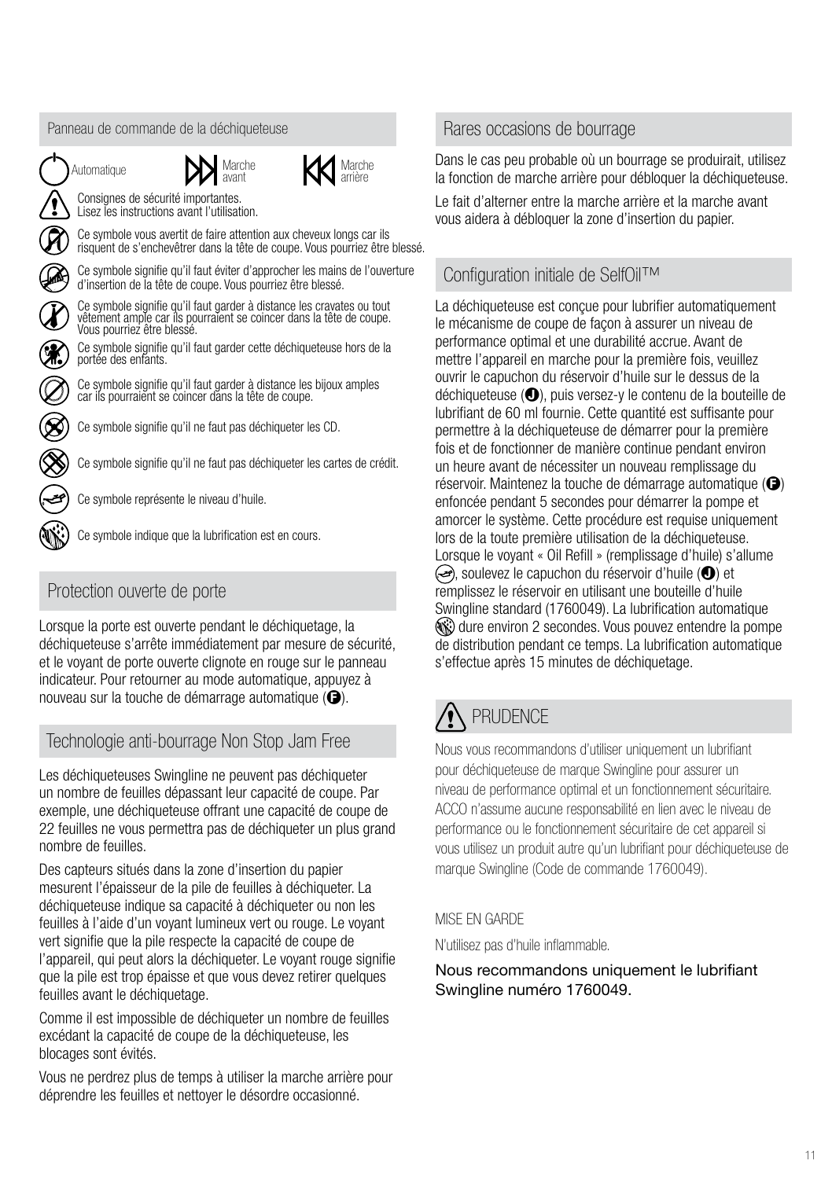## Panneau de commande de la déchiqueteuse

Automatique — Marche avant — Marche arrière

Consignes de sécurité importantes. Lisez les instructions avant l'utilisation.

Ce symbole vous avertit de faire attention aux cheveux longs car ils risquent de s'enchevêtrer dans la tête de coupe. Vous pourriez être blessé.

Ce symbole signifie qu'il faut éviter d'approcher les mains de l'ouverture d'insertion de la tête de coupe. Vous pourriez être blessé.

Ce symbole signifie qu'il faut garder à distance les cravates ou tout vêtement ample car ils pourraient se coincer dans la tête de coupe. Vous pourriez être blessé.

Ce symbole signifie qu'il faut garder cette déchiqueteuse hors de la portée des enfants.

Ce symbole signifie qu'il faut garder à distance les bijoux amples car ils pourraient se coincer dans la tête de coupe.

Ce symbole signifie qu'il ne faut pas déchiqueter les CD.

Ce symbole signifie qu'il ne faut pas déchiqueter les cartes de crédit.

Ce symbole représente le niveau d'huile.

Ce symbole indique que la lubrification est en cours.

## Protection ouverte de porte

Lorsque la porte est ouverte pendant le déchiquetage, la déchiqueteuse s'arrête immédiatement par mesure de sécurité, et le voyant de porte ouverte clignote en rouge sur le panneau indicateur. Pour retourner au mode automatique, appuyez à nouveau sur la touche de démarrage automatique (F).

## Technologie anti-bourrage Non Stop Jam Free

Les déchiqueteuses Swingline ne peuvent pas déchiqueter un nombre de feuilles dépassant leur capacité de coupe. Par exemple, une déchiqueteuse offrant une capacité de coupe de 22 feuilles ne vous permettra pas de déchiqueter un plus grand nombre de feuilles.

Des capteurs situés dans la zone d'insertion du papier mesurent l'épaisseur de la pile de feuilles à déchiqueter. La déchiqueteuse indique sa capacité à déchiqueter ou non les feuilles à l'aide d'un voyant lumineux vert ou rouge. Le voyant vert signifie que la pile respecte la capacité de coupe de l'appareil, qui peut alors la déchiqueter. Le voyant rouge signifie que la pile est trop épaisse et que vous devez retirer quelques feuilles avant le déchiquetage.

Comme il est impossible de déchiqueter un nombre de feuilles excédant la capacité de coupe de la déchiqueteuse, les blocages sont évités.

Vous ne perdrez plus de temps à utiliser la marche arrière pour déprendre les feuilles et nettoyer le désordre occasionné.

## Rares occasions de bourrage

Dans le cas peu probable où un bourrage se produirait, utilisez la fonction de marche arrière pour débloquer la déchiqueteuse.

Le fait d'alterner entre la marche arrière et la marche avant vous aidera à débloquer la zone d'insertion du papier.

## Configuration initiale de SelfOil™

La déchiqueteuse est conçue pour lubrifier automatiquement le mécanisme de coupe de façon à assurer un niveau de performance optimal et une durabilité accrue. Avant de mettre l'appareil en marche pour la première fois, veuillez ouvrir le capuchon du réservoir d'huile sur le dessus de la déchiqueteuse (J), puis versez-y le contenu de la bouteille de lubrifiant de 60 ml fournie. Cette quantité est suffisante pour permettre à la déchiqueteuse de démarrer pour la première fois et de fonctionner de manière continue pendant environ un heure avant de nécessiter un nouveau remplissage du réservoir. Maintenez la touche de démarrage automatique (F) enfoncée pendant 5 secondes pour démarrer la pompe et amorcer le système. Cette procédure est requise uniquement lors de la toute première utilisation de la déchiqueteuse. Lorsque le voyant « Oil Refill » (remplissage d'huile) s'allume, soulevez le capuchon du réservoir d'huile (J) et remplissez le réservoir en utilisant une bouteille d'huile Swingline standard (1760049). La lubrification automatique dure environ 2 secondes. Vous pouvez entendre la pompe de distribution pendant ce temps. La lubrification automatique s'effectue après 15 minutes de déchiquetage.

## PRUDENCE

Nous vous recommandons d'utiliser uniquement un lubrifiant pour déchiqueteuse de marque Swingline pour assurer un niveau de performance optimal et un fonctionnement sécuritaire. ACCO n'assume aucune responsabilité en lien avec le niveau de performance ou le fonctionnement sécuritaire de cet appareil si vous utilisez un produit autre qu'un lubrifiant pour déchiqueteuse de marque Swingline (Code de commande 1760049).

MISE EN GARDE

N'utilisez pas d'huile inflammable.

Nous recommandons uniquement le lubrifiant Swingline numéro 1760049.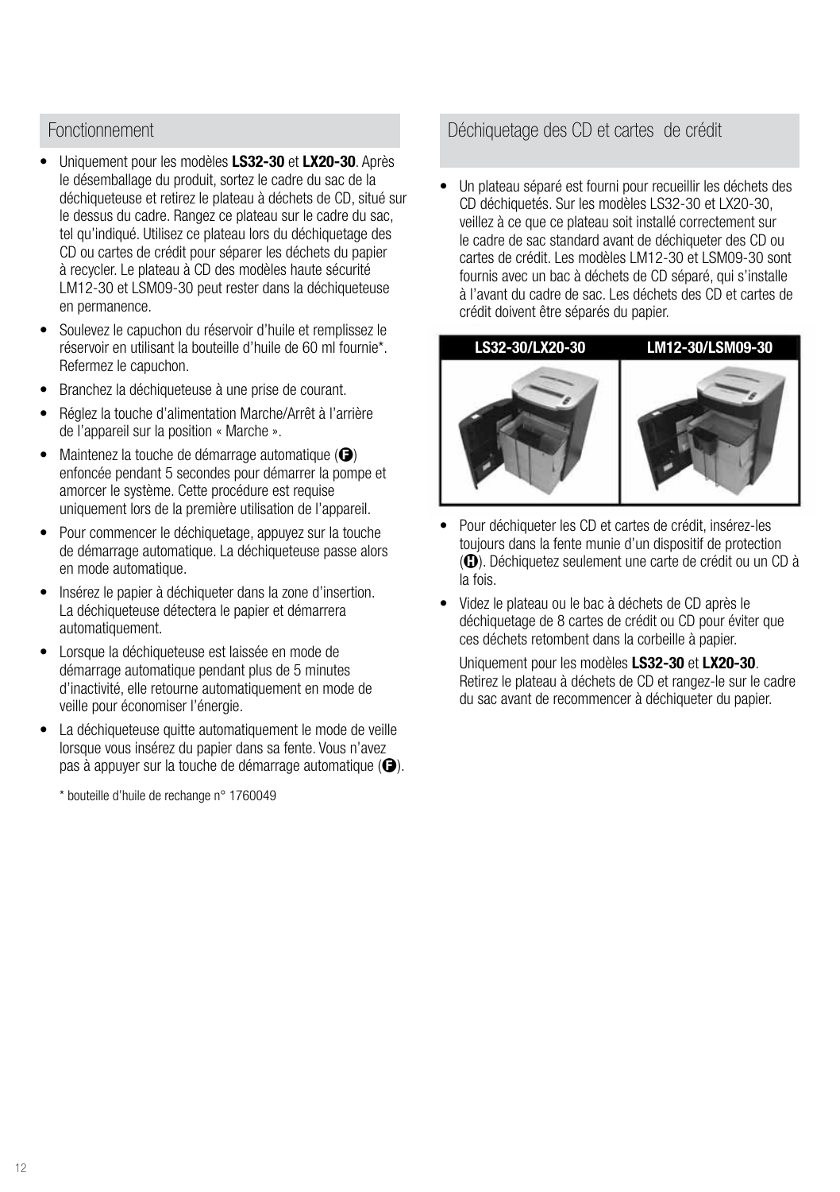## Fonctionnement

- Uniquement pour les modèles **LS32-30** et **LX20-30**. Après le désemballage du produit, sortez le cadre du sac de la déchiqueteuse et retirez le plateau à déchets de CD, situé sur le dessus du cadre. Rangez ce plateau sur le cadre du sac, tel qu'indiqué. Utilisez ce plateau lors du déchiquetage des CD ou cartes de crédit pour séparer les déchets du papier à recycler. Le plateau à CD des modèles haute sécurité LM12-30 et LSM09-30 peut rester dans la déchiqueteuse en permanence.
- Soulevez le capuchon du réservoir d'huile et remplissez le réservoir en utilisant la bouteille d'huile de 60 ml fournie*. Refermez le capuchon.
- Branchez la déchiqueteuse à une prise de courant.
- Réglez la touche d'alimentation Marche/Arrêt à l'arrière de l'appareil sur la position « Marche ».
- Maintenez la touche de démarrage automatique (F) enfoncée pendant 5 secondes pour démarrer la pompe et amorcer le système. Cette procédure est requise uniquement lors de la première utilisation de l'appareil.
- Pour commencer le déchiquetage, appuyez sur la touche de démarrage automatique. La déchiqueteuse passe alors en mode automatique.
- Insérez le papier à déchiqueter dans la zone d'insertion. La déchiqueteuse détectera le papier et démarrera automatiquement.
- Lorsque la déchiqueteuse est laissée en mode de démarrage automatique pendant plus de 5 minutes d'inactivité, elle retourne automatiquement en mode de veille pour économiser l'énergie.
- La déchiqueteuse quitte automatiquement le mode de veille lorsque vous insérez du papier dans sa fente. Vous n'avez pas à appuyer sur la touche de démarrage automatique (F).

\* bouteille d'huile de rechange n° 1760049

## Déchiquetage des CD et cartes de crédit

- Un plateau séparé est fourni pour recueillir les déchets des CD déchiquetés. Sur les modèles LS32-30 et LX20-30, veillez à ce que ce plateau soit installé correctement sur le cadre de sac standard avant de déchiqueter des CD ou cartes de crédit. Les modèles LM12-30 et LSM09-30 sont fournis avec un bac à déchets de CD séparé, qui s'installe à l'avant du cadre de sac. Les déchets des CD et cartes de crédit doivent être séparés du papier.

LS32-30/LX20-30 | LM12-30/LSM09-30

- Pour déchiqueter les CD et cartes de crédit, insérez-les toujours dans la fente munie d'un dispositif de protection (H). Déchiquetez seulement une carte de crédit ou un CD à la fois.
- Videz le plateau ou le bac à déchets de CD après le déchiquetage de 8 cartes de crédit ou CD pour éviter que ces déchets retombent dans la corbeille à papier.

  Uniquement pour les modèles **LS32-30** et **LX20-30**. Retirez le plateau à déchets de CD et rangez-le sur le cadre du sac avant de recommencer à déchiqueter du papier.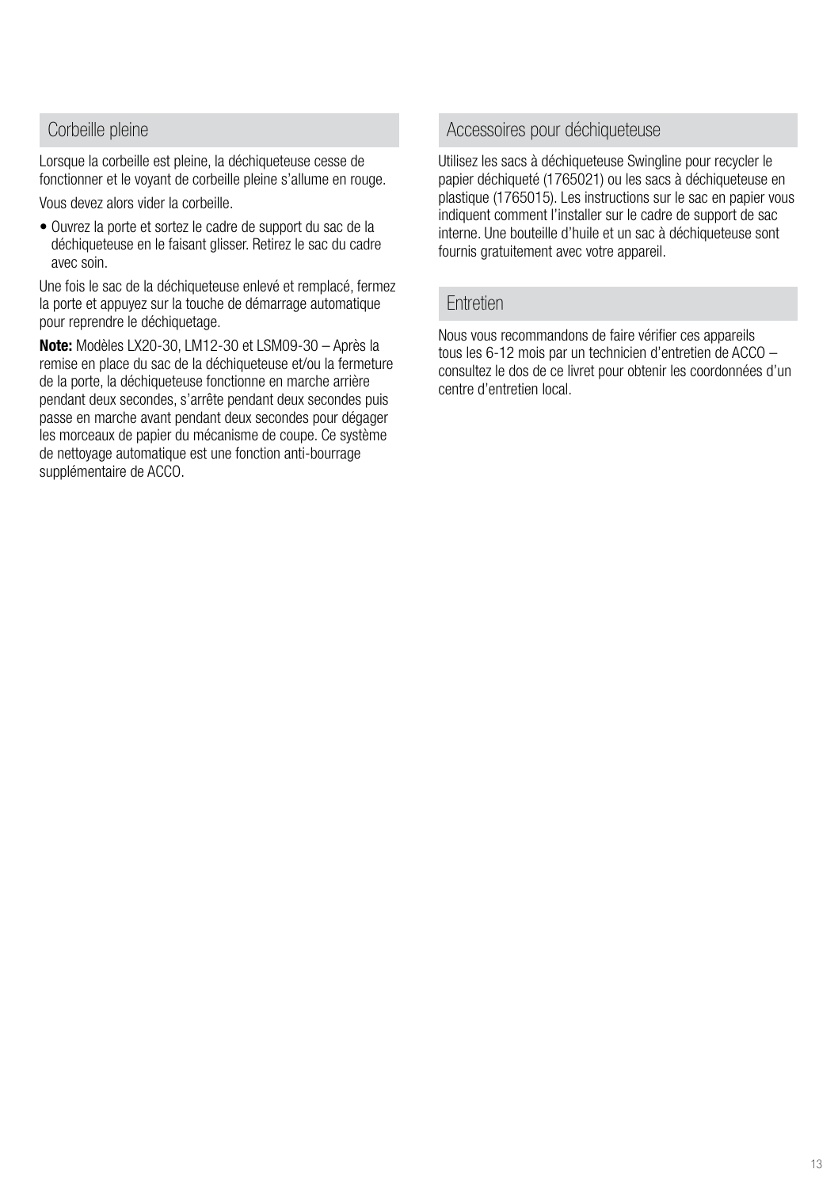## Corbeille pleine

Lorsque la corbeille est pleine, la déchiqueteuse cesse de fonctionner et le voyant de corbeille pleine s'allume en rouge.

Vous devez alors vider la corbeille.

- Ouvrez la porte et sortez le cadre de support du sac de la déchiqueteuse en le faisant glisser. Retirez le sac du cadre avec soin.

Une fois le sac de la déchiqueteuse enlevé et remplacé, fermez la porte et appuyez sur la touche de démarrage automatique pour reprendre le déchiquetage.

**Note:** Modèles LX20-30, LM12-30 et LSM09-30 – Après la remise en place du sac de la déchiqueteuse et/ou la fermeture de la porte, la déchiqueteuse fonctionne en marche arrière pendant deux secondes, s'arrête pendant deux secondes puis passe en marche avant pendant deux secondes pour dégager les morceaux de papier du mécanisme de coupe. Ce système de nettoyage automatique est une fonction anti-bourrage supplémentaire de ACCO.

## Accessoires pour déchiqueteuse

Utilisez les sacs à déchiqueteuse Swingline pour recycler le papier déchiqueté (1765021) ou les sacs à déchiqueteuse en plastique (1765015). Les instructions sur le sac en papier vous indiquent comment l'installer sur le cadre de support de sac interne. Une bouteille d'huile et un sac à déchiqueteuse sont fournis gratuitement avec votre appareil.

## Entretien

Nous vous recommandons de faire vérifier ces appareils tous les 6-12 mois par un technicien d'entretien de ACCO – consultez le dos de ce livret pour obtenir les coordonnées d'un centre d'entretien local.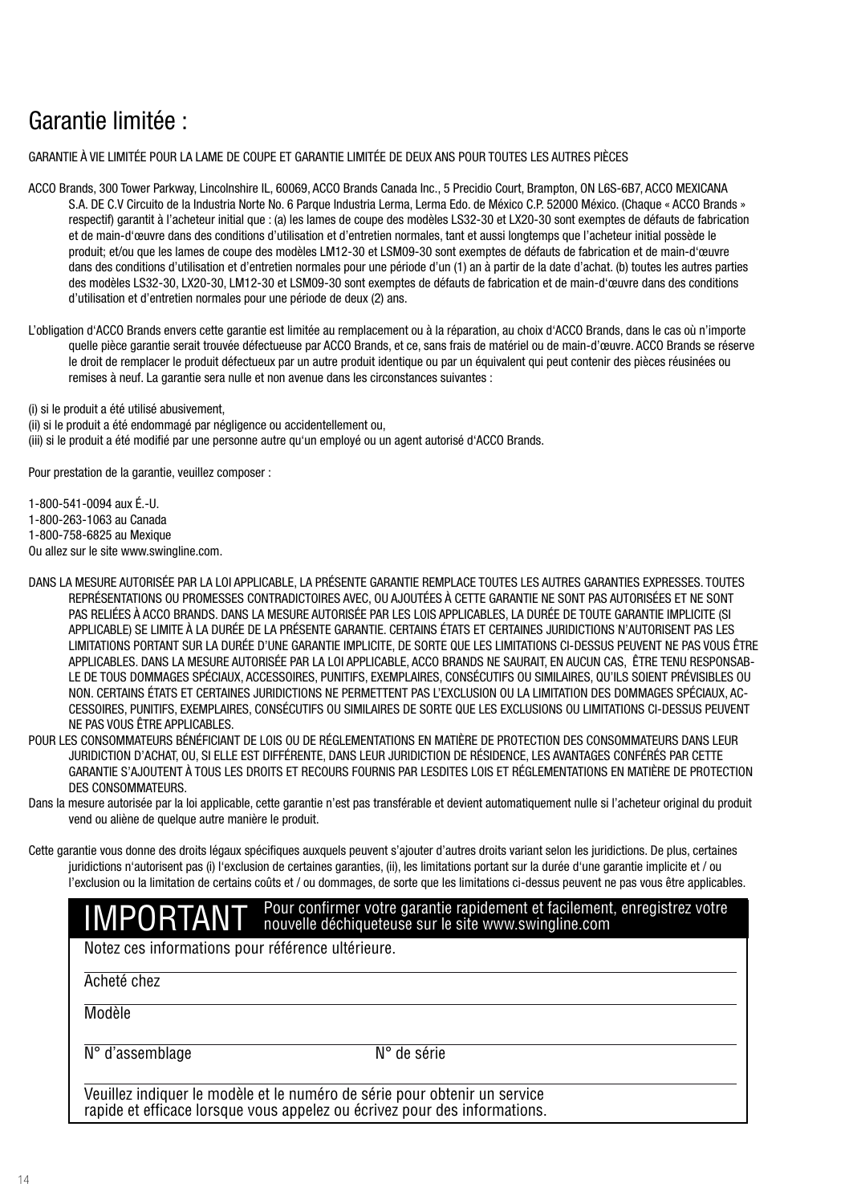# Garantie limitée :

GARANTIE À VIE LIMITÉE POUR LA LAME DE COUPE ET GARANTIE LIMITÉE DE DEUX ANS POUR TOUTES LES AUTRES PIÈCES

ACCO Brands, 300 Tower Parkway, Lincolnshire IL, 60069, ACCO Brands Canada Inc., 5 Precidio Court, Brampton, ON L6S-6B7, ACCO MEXICANA S.A. DE C.V Circuito de la Industria Norte No. 6 Parque Industria Lerma, Lerma Edo. de México C.P. 52000 México. (Chaque « ACCO Brands » respectif) garantit à l'acheteur initial que : (a) les lames de coupe des modèles LS32-30 et LX20-30 sont exemptes de défauts de fabrication et de main-d'œuvre dans des conditions d'utilisation et d'entretien normales, tant et aussi longtemps que l'acheteur initial possède le produit; et/ou que les lames de coupe des modèles LM12-30 et LSM09-30 sont exemptes de défauts de fabrication et de main-d'œuvre dans des conditions d'utilisation et d'entretien normales pour une période d'un (1) an à partir de la date d'achat. (b) toutes les autres parties des modèles LS32-30, LX20-30, LM12-30 et LSM09-30 sont exemptes de défauts de fabrication et de main-d'œuvre dans des conditions d'utilisation et d'entretien normales pour une période de deux (2) ans.

L'obligation d'ACCO Brands envers cette garantie est limitée au remplacement ou à la réparation, au choix d'ACCO Brands, dans le cas où n'importe quelle pièce garantie serait trouvée défectueuse par ACCO Brands, et ce, sans frais de matériel ou de main-d'œuvre. ACCO Brands se réserve le droit de remplacer le produit défectueux par un autre produit identique ou par un équivalent qui peut contenir des pièces réusinées ou remises à neuf. La garantie sera nulle et non avenue dans les circonstances suivantes :

(i) si le produit a été utilisé abusivement,
(ii) si le produit a été endommagé par négligence ou accidentellement ou,
(iii) si le produit a été modifié par une personne autre qu'un employé ou un agent autorisé d'ACCO Brands.

Pour prestation de la garantie, veuillez composer :

1-800-541-0094 aux É.-U.
1-800-263-1063 au Canada
1-800-758-6825 au Mexique
Ou allez sur le site www.swingline.com.

DANS LA MESURE AUTORISÉE PAR LA LOI APPLICABLE, LA PRÉSENTE GARANTIE REMPLACE TOUTES LES AUTRES GARANTIES EXPRESSES. TOUTES REPRÉSENTATIONS OU PROMESSES CONTRADICTOIRES AVEC, OU AJOUTÉES À CETTE GARANTIE NE SONT PAS AUTORISÉES ET NE SONT PAS RELIÉES À ACCO BRANDS. DANS LA MESURE AUTORISÉE PAR LES LOIS APPLICABLES, LA DURÉE DE TOUTE GARANTIE IMPLICITE (SI APPLICABLE) SE LIMITE À LA DURÉE DE LA PRÉSENTE GARANTIE. CERTAINS ÉTATS ET CERTAINES JURIDICTIONS N'AUTORISENT PAS LES LIMITATIONS PORTANT SUR LA DURÉE D'UNE GARANTIE IMPLICITE, DE SORTE QUE LES LIMITATIONS CI-DESSUS PEUVENT NE PAS VOUS ÊTRE APPLICABLES. DANS LA MESURE AUTORISÉE PAR LA LOI APPLICABLE, ACCO BRANDS NE SAURAIT, EN AUCUN CAS, ÊTRE TENU RESPONSABLE DE TOUS DOMMAGES SPÉCIAUX, ACCESSOIRES, PUNITIFS, EXEMPLAIRES, CONSÉCUTIFS OU SIMILAIRES, QU'ILS SOIENT PRÉVISIBLES OU NON. CERTAINS ÉTATS ET CERTAINES JURIDICTIONS NE PERMETTENT PAS L'EXCLUSION OU LA LIMITATION DES DOMMAGES SPÉCIAUX, ACCESSOIRES, PUNITIFS, EXEMPLAIRES, CONSÉCUTIFS OU SIMILAIRES DE SORTE QUE LES EXCLUSIONS OU LIMITATIONS CI-DESSUS PEUVENT NE PAS VOUS ÊTRE APPLICABLES.

POUR LES CONSOMMATEURS BÉNÉFICIANT DE LOIS OU DE RÉGLEMENTATIONS EN MATIÈRE DE PROTECTION DES CONSOMMATEURS DANS LEUR JURIDICTION D'ACHAT, OU, SI ELLE EST DIFFÉRENTE, DANS LEUR JURIDICTION DE RÉSIDENCE, LES AVANTAGES CONFÉRÉS PAR CETTE GARANTIE S'AJOUTENT À TOUS LES DROITS ET RECOURS FOURNIS PAR LESDITES LOIS ET RÉGLEMENTATIONS EN MATIÈRE DE PROTECTION DES CONSOMMATEURS.

Dans la mesure autorisée par la loi applicable, cette garantie n'est pas transférable et devient automatiquement nulle si l'acheteur original du produit vend ou aliène de quelque autre manière le produit.

Cette garantie vous donne des droits légaux spécifiques auxquels peuvent s'ajouter d'autres droits variant selon les juridictions. De plus, certaines juridictions n'autorisent pas (i) l'exclusion de certaines garanties, (ii), les limitations portant sur la durée d'une garantie implicite et / ou l'exclusion ou la limitation de certains coûts et / ou dommages, de sorte que les limitations ci-dessus peuvent ne pas vous être applicables.

**IMPORTANT** Pour confirmer votre garantie rapidement et facilement, enregistrez votre nouvelle déchiqueteuse sur le site www.swingline.com

Notez ces informations pour référence ultérieure.

Acheté chez

Modèle

N° d'assemblage N° de série

Veuillez indiquer le modèle et le numéro de série pour obtenir un service rapide et efficace lorsque vous appelez ou écrivez pour des informations.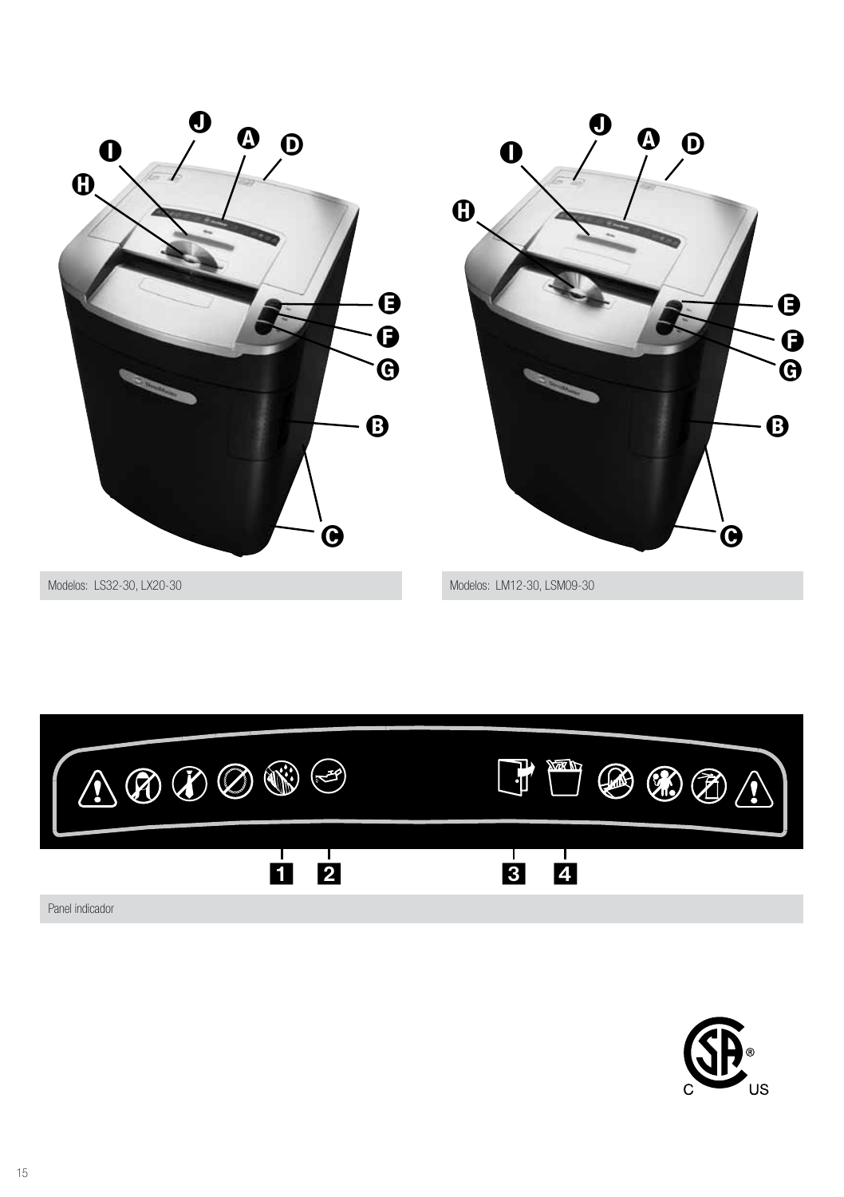J A D I H E F G B C

Modelos: LS32-30, LX20-30

J A D I H E F G B C

Modelos: LM12-30, LSM09-30

1 2 3 4

Panel indicador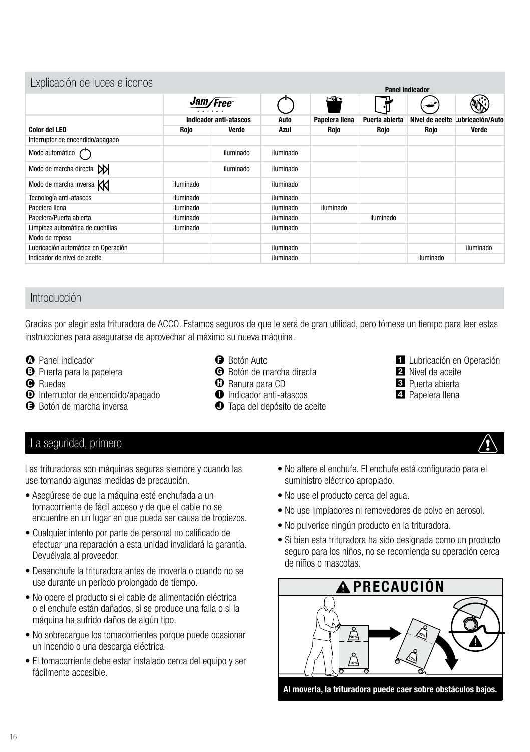## Explicación de luces e iconos

| | Jam Free series | | | | | Panel indicador | |
|---|---|---|---|---|---|---|---|
| | Indicador anti-atascos | | Auto | Papelera llena | Puerta abierta | Nivel de aceite | Lubricación/Auto |
| **Color del LED** | **Rojo** | **Verde** | **Azul** | **Rojo** | **Rojo** | **Rojo** | **Verde** |
| Interruptor de encendido/apagado | | | | | | | |
| Modo automático | | iluminado | iluminado | | | | |
| Modo de marcha directa | | iluminado | iluminado | | | | |
| Modo de marcha inversa | iluminado | | iluminado | | | | |
| Tecnología anti-atascos | iluminado | | iluminado | | | | |
| Papelera llena | iluminado | | iluminado | iluminado | | | |
| Papelera/Puerta abierta | iluminado | | iluminado | | iluminado | | |
| Limpieza automática de cuchillas | iluminado | | iluminado | | | | |
| Modo de reposo | | | | | | | |
| Lubricación automática en Operación | | | iluminado | | | | iluminado |
| Indicador de nivel de aceite | | | iluminado | | | iluminado | |

## Introducción

Gracias por elegir esta trituradora de ACCO. Estamos seguros de que le será de gran utilidad, pero tómese un tiempo para leer estas instrucciones para asegurarse de aprovechar al máximo su nueva máquina.

- **A** Panel indicador
- **B** Puerta para la papelera
- **C** Ruedas
- **D** Interruptor de encendido/apagado
- **E** Botón de marcha inversa
- **F** Botón Auto
- **G** Botón de marcha directa
- **H** Ranura para CD
- **I** Indicador anti-atascos
- **J** Tapa del depósito de aceite

1. Lubricación en Operación
2. Nivel de aceite
3. Puerta abierta
4. Papelera llena

## La seguridad, primero

Las trituradoras son máquinas seguras siempre y cuando las use tomando algunas medidas de precaución.

- Asegúrese de que la máquina esté enchufada a un tomacorriente de fácil acceso y de que el cable no se encuentre en un lugar en que pueda ser causa de tropiezos.
- Cualquier intento por parte de personal no calificado de efectuar una reparación a esta unidad invalidará la garantía. Devuélvala al proveedor.
- Desenchufe la trituradora antes de moverla o cuando no se use durante un período prolongado de tiempo.
- No opere el producto si el cable de alimentación eléctrica o el enchufe están dañados, si se produce una falla o si la máquina ha sufrido daños de algún tipo.
- No sobrecargue los tomacorrientes porque puede ocasionar un incendio o una descarga eléctrica.
- El tomacorriente debe estar instalado cerca del equipo y ser fácilmente accesible.
- No altere el enchufe. El enchufe está configurado para el suministro eléctrico apropiado.
- No use el producto cerca del agua.
- No use limpiadores ni removedores de polvo en aerosol.
- No pulverice ningún producto en la trituradora.
- Si bien esta trituradora ha sido designada como un producto seguro para los niños, no se recomienda su operación cerca de niños o mascotas.

**PRECAUCIÓN**

**Al moverla, la trituradora puede caer sobre obstáculos bajos.**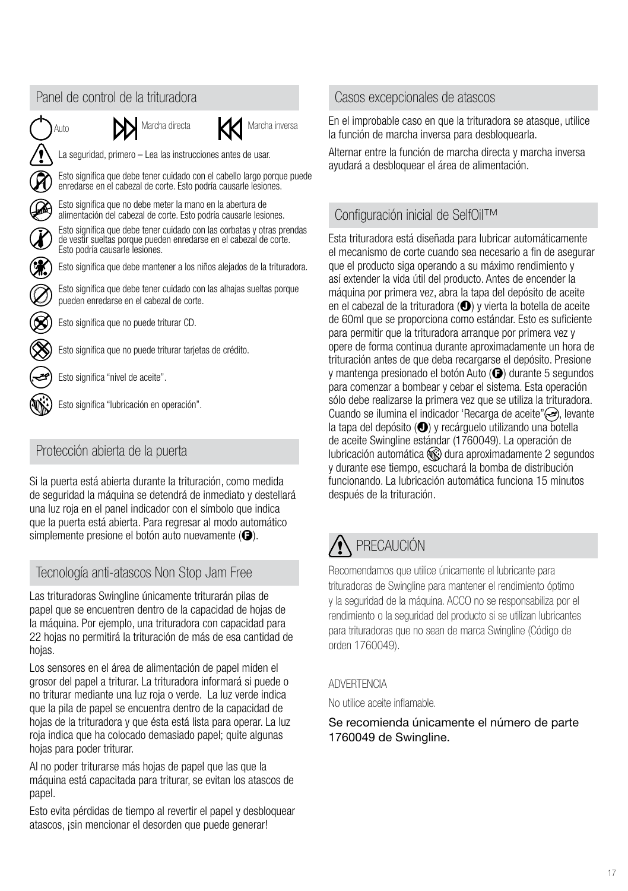## Panel de control de la trituradora

Auto — Marcha directa — Marcha inversa

La seguridad, primero – Lea las instrucciones antes de usar.

Esto significa que debe tener cuidado con el cabello largo porque puede enredarse en el cabezal de corte. Esto podría causarle lesiones.

Esto significa que no debe meter la mano en la abertura de alimentación del cabezal de corte. Esto podría causarle lesiones.

Esto significa que debe tener cuidado con las corbatas y otras prendas de vestir sueltas porque pueden enredarse en el cabezal de corte. Esto podría causarle lesiones.

Esto significa que debe mantener a los niños alejados de la trituradora.

Esto significa que debe tener cuidado con las alhajas sueltas porque pueden enredarse en el cabezal de corte.

Esto significa que no puede triturar CD.

Esto significa que no puede triturar tarjetas de crédito.

Esto significa “nivel de aceite”.

Esto significa “lubricación en operación”.

## Protección abierta de la puerta

Si la puerta está abierta durante la trituración, como medida de seguridad la máquina se detendrá de inmediato y destellará una luz roja en el panel indicador con el símbolo que indica que la puerta está abierta. Para regresar al modo automático simplemente presione el botón auto nuevamente (F).

## Tecnología anti-atascos Non Stop Jam Free

Las trituradoras Swingline únicamente triturarán pilas de papel que se encuentren dentro de la capacidad de hojas de la máquina. Por ejemplo, una trituradora con capacidad para 22 hojas no permitirá la trituración de más de esa cantidad de hojas.

Los sensores en el área de alimentación de papel miden el grosor del papel a triturar. La trituradora informará si puede o no triturar mediante una luz roja o verde. La luz verde indica que la pila de papel se encuentra dentro de la capacidad de hojas de la trituradora y que ésta está lista para operar. La luz roja indica que ha colocado demasiado papel; quite algunas hojas para poder triturar.

Al no poder triturarse más hojas de papel que las que la máquina está capacitada para triturar, se evitan los atascos de papel.

Esto evita pérdidas de tiempo al revertir el papel y desbloquear atascos, ¡sin mencionar el desorden que puede generar!

## Casos excepcionales de atascos

En el improbable caso en que la trituradora se atasque, utilice la función de marcha inversa para desbloquearla.

Alternar entre la función de marcha directa y marcha inversa ayudará a desbloquear el área de alimentación.

## Configuración inicial de SelfOil™

Esta trituradora está diseñada para lubricar automáticamente el mecanismo de corte cuando sea necesario a fin de asegurar que el producto siga operando a su máximo rendimiento y así extender la vida útil del producto. Antes de encender la máquina por primera vez, abra la tapa del depósito de aceite en el cabezal de la trituradora (J) y vierta la botella de aceite de 60ml que se proporciona como estándar. Esto es suficiente para permitir que la trituradora arranque por primera vez y opere de forma continua durante aproximadamente un hora de trituración antes de que deba recargarse el depósito. Presione y mantenga presionado el botón Auto (F) durante 5 segundos para comenzar a bombear y cebar el sistema. Esta operación sólo debe realizarse la primera vez que se utiliza la trituradora. Cuando se ilumina el indicador ‘Recarga de aceite”, levante la tapa del depósito (J) y recárguelo utilizando una botella de aceite Swingline estándar (1760049). La operación de lubricación automática dura aproximadamente 2 segundos y durante ese tiempo, escuchará la bomba de distribución funcionando. La lubricación automática funciona 15 minutos después de la trituración.

## PRECAUCIÓN

Recomendamos que utilice únicamente el lubricante para trituradoras de Swingline para mantener el rendimiento óptimo y la seguridad de la máquina. ACCO no se responsabiliza por el rendimiento o la seguridad del producto si se utilizan lubricantes para trituradoras que no sean de marca Swingline (Código de orden 1760049).

ADVERTENCIA

No utilice aceite inflamable.

Se recomienda únicamente el número de parte 1760049 de Swingline.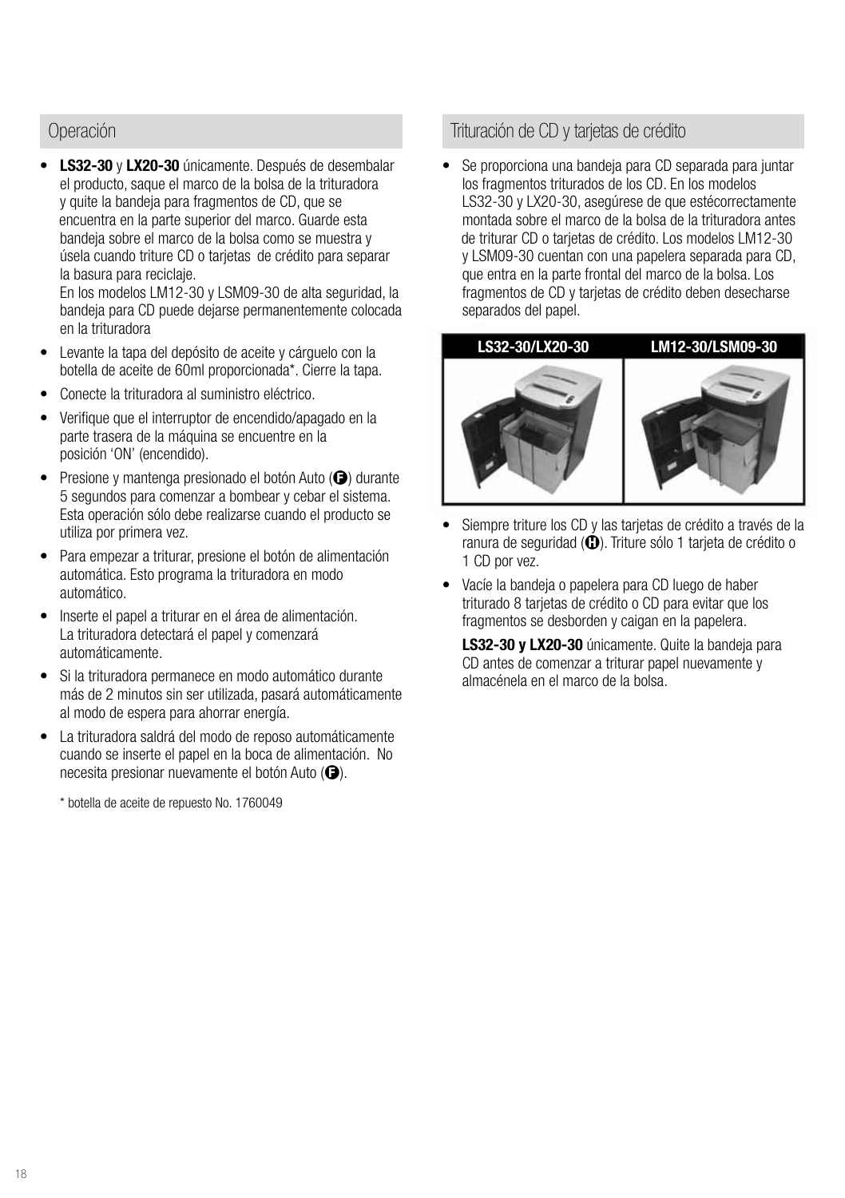## Operación

- **LS32-30** y **LX20-30** únicamente. Después de desembalar el producto, saque el marco de la bolsa de la trituradora y quite la bandeja para fragmentos de CD, que se encuentra en la parte superior del marco. Guarde esta bandeja sobre el marco de la bolsa como se muestra y úsela cuando triture CD o tarjetas de crédito para separar la basura para reciclaje.
  En los modelos LM12-30 y LSM09-30 de alta seguridad, la bandeja para CD puede dejarse permanentemente colocada en la trituradora
- Levante la tapa del depósito de aceite y cárguelo con la botella de aceite de 60ml proporcionada*. Cierre la tapa.
- Conecte la trituradora al suministro eléctrico.
- Verifique que el interruptor de encendido/apagado en la parte trasera de la máquina se encuentre en la posición 'ON' (encendido).
- Presione y mantenga presionado el botón Auto (F) durante 5 segundos para comenzar a bombear y cebar el sistema. Esta operación sólo debe realizarse cuando el producto se utiliza por primera vez.
- Para empezar a triturar, presione el botón de alimentación automática. Esto programa la trituradora en modo automático.
- Inserte el papel a triturar en el área de alimentación. La trituradora detectará el papel y comenzará automáticamente.
- Si la trituradora permanece en modo automático durante más de 2 minutos sin ser utilizada, pasará automáticamente al modo de espera para ahorrar energía.
- La trituradora saldrá del modo de reposo automáticamente cuando se inserte el papel en la boca de alimentación. No necesita presionar nuevamente el botón Auto (F).

\* botella de aceite de repuesto No. 1760049

## Trituración de CD y tarjetas de crédito

- Se proporciona una bandeja para CD separada para juntar los fragmentos triturados de los CD. En los modelos LS32-30 y LX20-30, asegúrese de que estécorrectamente montada sobre el marco de la bolsa de la trituradora antes de triturar CD o tarjetas de crédito. Los modelos LM12-30 y LSM09-30 cuentan con una papelera separada para CD, que entra en la parte frontal del marco de la bolsa. Los fragmentos de CD y tarjetas de crédito deben desecharse separados del papel.

LS32-30/LX20-30 | LM12-30/LSM09-30

- Siempre triture los CD y las tarjetas de crédito a través de la ranura de seguridad (H). Triture sólo 1 tarjeta de crédito o 1 CD por vez.
- Vacíe la bandeja o papelera para CD luego de haber triturado 8 tarjetas de crédito o CD para evitar que los fragmentos se desborden y caigan en la papelera.

  **LS32-30 y LX20-30** únicamente. Quite la bandeja para CD antes de comenzar a triturar papel nuevamente y almacénela en el marco de la bolsa.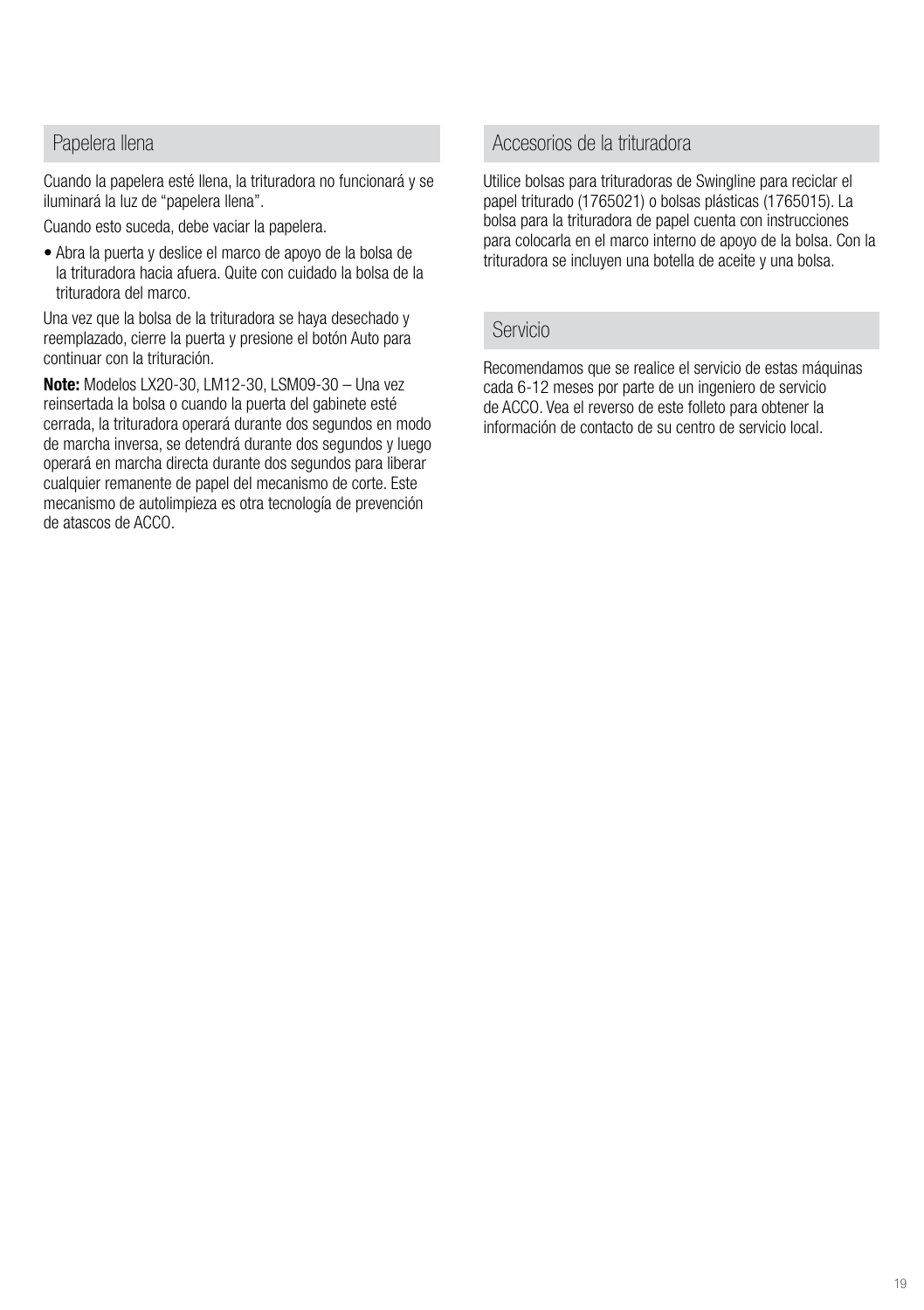## Papelera llena

Cuando la papelera esté llena, la trituradora no funcionará y se iluminará la luz de "papelera llena".

Cuando esto suceda, debe vaciar la papelera.

- Abra la puerta y deslice el marco de apoyo de la bolsa de la trituradora hacia afuera. Quite con cuidado la bolsa de la trituradora del marco.

Una vez que la bolsa de la trituradora se haya desechado y reemplazado, cierre la puerta y presione el botón Auto para continuar con la trituración.

**Note:** Modelos LX20-30, LM12-30, LSM09-30 – Una vez reinsertada la bolsa o cuando la puerta del gabinete esté cerrada, la trituradora operará durante dos segundos en modo de marcha inversa, se detendrá durante dos segundos y luego operará en marcha directa durante dos segundos para liberar cualquier remanente de papel del mecanismo de corte. Este mecanismo de autolimpieza es otra tecnología de prevención de atascos de ACCO.

## Accesorios de la trituradora

Utilice bolsas para trituradoras de Swingline para reciclar el papel triturado (1765021) o bolsas plásticas (1765015). La bolsa para la trituradora de papel cuenta con instrucciones para colocarla en el marco interno de apoyo de la bolsa. Con la trituradora se incluyen una botella de aceite y una bolsa.

## Servicio

Recomendamos que se realice el servicio de estas máquinas cada 6-12 meses por parte de un ingeniero de servicio de ACCO. Vea el reverso de este folleto para obtener la información de contacto de su centro de servicio local.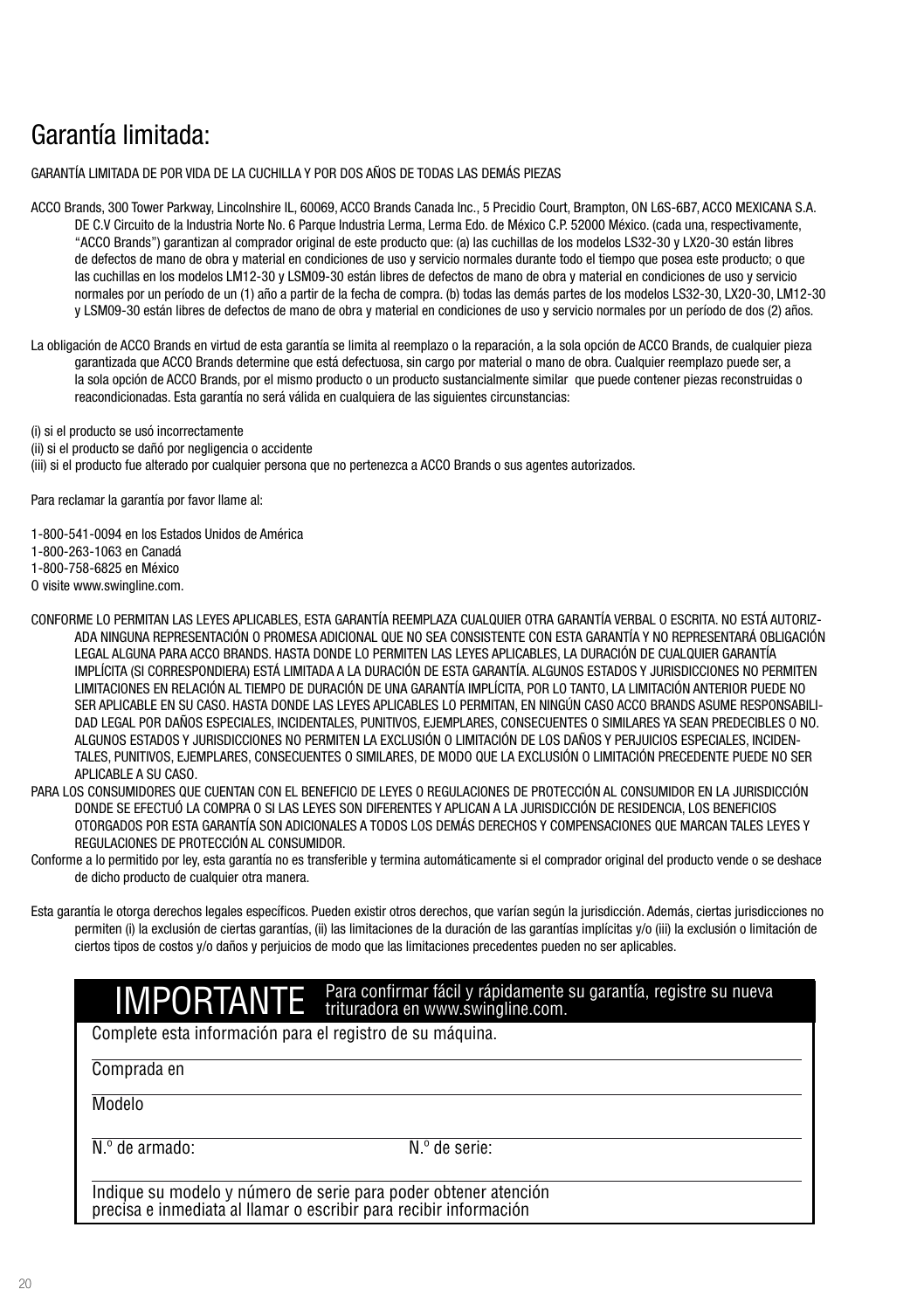# Garantía limitada:

GARANTÍA LIMITADA DE POR VIDA DE LA CUCHILLA Y POR DOS AÑOS DE TODAS LAS DEMÁS PIEZAS

ACCO Brands, 300 Tower Parkway, Lincolnshire IL, 60069, ACCO Brands Canada Inc., 5 Precidio Court, Brampton, ON L6S-6B7, ACCO MEXICANA S.A. DE C.V Circuito de la Industria Norte No. 6 Parque Industria Lerma, Lerma Edo. de México C.P. 52000 México. (cada una, respectivamente, "ACCO Brands") garantizan al comprador original de este producto que: (a) las cuchillas de los modelos LS32-30 y LX20-30 están libres de defectos de mano de obra y material en condiciones de uso y servicio normales durante todo el tiempo que posea este producto; o que las cuchillas en los modelos LM12-30 y LSM09-30 están libres de defectos de mano de obra y material en condiciones de uso y servicio normales por un período de un (1) año a partir de la fecha de compra. (b) todas las demás partes de los modelos LS32-30, LX20-30, LM12-30 y LSM09-30 están libres de defectos de mano de obra y material en condiciones de uso y servicio normales por un período de dos (2) años.

La obligación de ACCO Brands en virtud de esta garantía se limita al reemplazo o la reparación, a la sola opción de ACCO Brands, de cualquier pieza garantizada que ACCO Brands determine que está defectuosa, sin cargo por material o mano de obra. Cualquier reemplazo puede ser, a la sola opción de ACCO Brands, por el mismo producto o un producto sustancialmente similar que puede contener piezas reconstruidas o reacondicionadas. Esta garantía no será válida en cualquiera de las siguientes circunstancias:

(i) si el producto se usó incorrectamente
(ii) si el producto se dañó por negligencia o accidente
(iii) si el producto fue alterado por cualquier persona que no pertenezca a ACCO Brands o sus agentes autorizados.

Para reclamar la garantía por favor llame al:

1-800-541-0094 en los Estados Unidos de América
1-800-263-1063 en Canadá
1-800-758-6825 en México
O visite www.swingline.com.

CONFORME LO PERMITAN LAS LEYES APLICABLES, ESTA GARANTÍA REEMPLAZA CUALQUIER OTRA GARANTÍA VERBAL O ESCRITA. NO ESTÁ AUTORIZADA NINGUNA REPRESENTACIÓN O PROMESA ADICIONAL QUE NO SEA CONSISTENTE CON ESTA GARANTÍA Y NO REPRESENTARÁ OBLIGACIÓN LEGAL ALGUNA PARA ACCO BRANDS. HASTA DONDE LO PERMITEN LAS LEYES APLICABLES, LA DURACIÓN DE CUALQUIER GARANTÍA IMPLÍCITA (SI CORRESPONDIERA) ESTÁ LIMITADA A LA DURACIÓN DE ESTA GARANTÍA. ALGUNOS ESTADOS Y JURISDICCIONES NO PERMITEN LIMITACIONES EN RELACIÓN AL TIEMPO DE DURACIÓN DE UNA GARANTÍA IMPLÍCITA, POR LO TANTO, LA LIMITACIÓN ANTERIOR PUEDE NO SER APLICABLE EN SU CASO. HASTA DONDE LAS LEYES APLICABLES LO PERMITAN, EN NINGÚN CASO ACCO BRANDS ASUME RESPONSABILIDAD LEGAL POR DAÑOS ESPECIALES, INCIDENTALES, PUNITIVOS, EJEMPLARES, CONSECUENTES O SIMILARES YA SEAN PREDECIBLES O NO. ALGUNOS ESTADOS Y JURISDICCIONES NO PERMITEN LA EXCLUSIÓN O LIMITACIÓN DE LOS DAÑOS Y PERJUICIOS ESPECIALES, INCIDENTALES, PUNITIVOS, EJEMPLARES, CONSECUENTES O SIMILARES, DE MODO QUE LA EXCLUSIÓN O LIMITACIÓN PRECEDENTE PUEDE NO SER APLICABLE A SU CASO.

PARA LOS CONSUMIDORES QUE CUENTAN CON EL BENEFICIO DE LEYES O REGULACIONES DE PROTECCIÓN AL CONSUMIDOR EN LA JURISDICCIÓN DONDE SE EFECTUÓ LA COMPRA O SI LAS LEYES SON DIFERENTES Y APLICAN A LA JURISDICCIÓN DE RESIDENCIA, LOS BENEFICIOS OTORGADOS POR ESTA GARANTÍA SON ADICIONALES A TODOS LOS DEMÁS DERECHOS Y COMPENSACIONES QUE MARCAN TALES LEYES Y REGULACIONES DE PROTECCIÓN AL CONSUMIDOR.

Conforme a lo permitido por ley, esta garantía no es transferible y termina automáticamente si el comprador original del producto vende o se deshace de dicho producto de cualquier otra manera.

Esta garantía le otorga derechos legales específicos. Pueden existir otros derechos, que varían según la jurisdicción. Además, ciertas jurisdicciones no permiten (i) la exclusión de ciertas garantías, (ii) las limitaciones de la duración de las garantías implícitas y/o (iii) la exclusión o limitación de ciertos tipos de costos y/o daños y perjuicios de modo que las limitaciones precedentes pueden no ser aplicables.

**IMPORTANTE** Para confirmar fácil y rápidamente su garantía, registre su nueva trituradora en www.swingline.com.

Complete esta información para el registro de su máquina.

Comprada en

Modelo

N.º de armado: N.º de serie:

Indique su modelo y número de serie para poder obtener atención precisa e inmediata al llamar o escribir para recibir información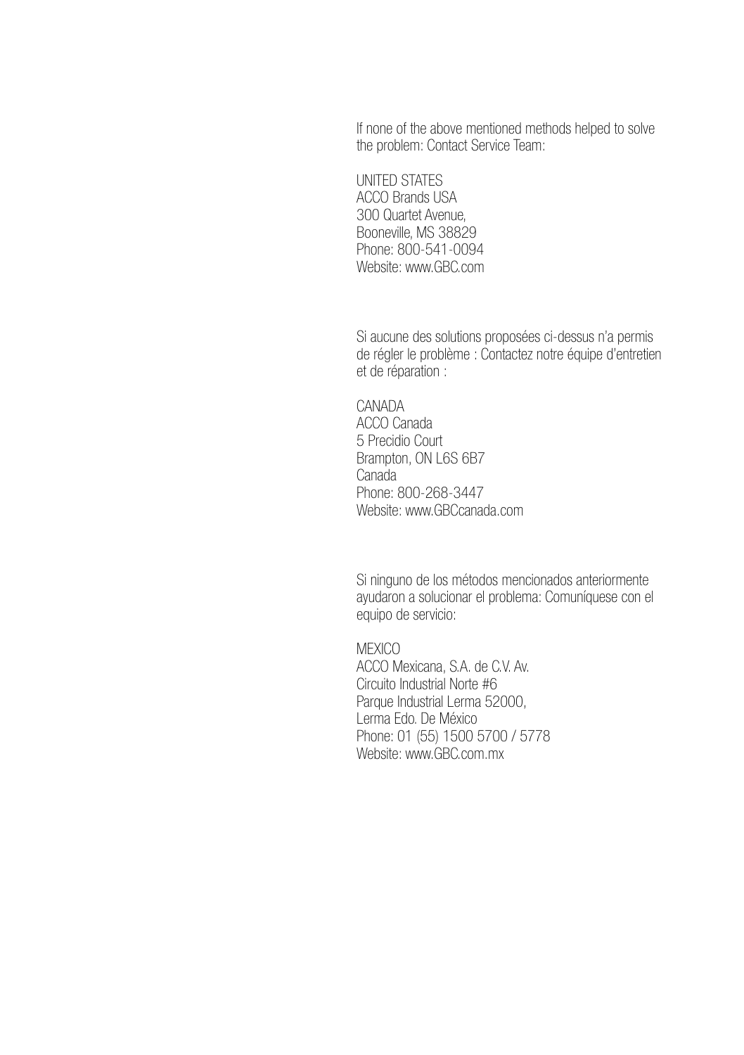If none of the above mentioned methods helped to solve the problem: Contact Service Team:

UNITED STATES  
ACCO Brands USA  
300 Quartet Avenue,  
Booneville, MS 38829  
Phone: 800-541-0094  
Website: www.GBC.com

Si aucune des solutions proposées ci-dessus n'a permis de régler le problème : Contactez notre équipe d'entretien et de réparation :

CANADA  
ACCO Canada  
5 Precidio Court  
Brampton, ON L6S 6B7  
Canada  
Phone: 800-268-3447  
Website: www.GBCcanada.com

Si ninguno de los métodos mencionados anteriormente ayudaron a solucionar el problema: Comuníquese con el equipo de servicio:

MEXICO  
ACCO Mexicana, S.A. de C.V. Av.  
Circuito Industrial Norte #6  
Parque Industrial Lerma 52000,  
Lerma Edo. De México  
Phone: 01 (55) 1500 5700 / 5778  
Website: www.GBC.com.mx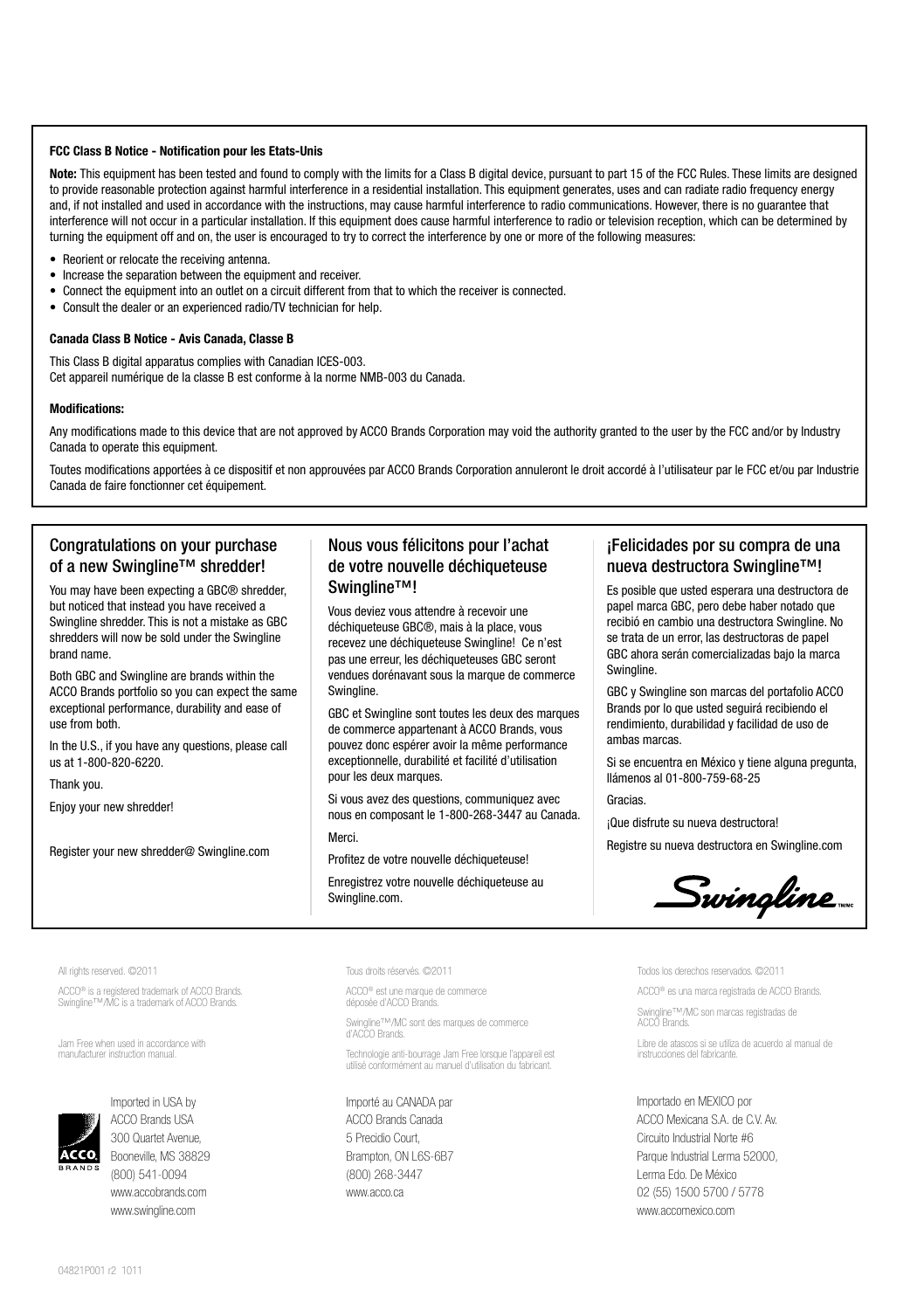**FCC Class B Notice - Notification pour les Etats-Unis**

**Note:** This equipment has been tested and found to comply with the limits for a Class B digital device, pursuant to part 15 of the FCC Rules. These limits are designed to provide reasonable protection against harmful interference in a residential installation. This equipment generates, uses and can radiate radio frequency energy and, if not installed and used in accordance with the instructions, may cause harmful interference to radio communications. However, there is no guarantee that interference will not occur in a particular installation. If this equipment does cause harmful interference to radio or television reception, which can be determined by turning the equipment off and on, the user is encouraged to try to correct the interference by one or more of the following measures:

- Reorient or relocate the receiving antenna.
- Increase the separation between the equipment and receiver.
- Connect the equipment into an outlet on a circuit different from that to which the receiver is connected.
- Consult the dealer or an experienced radio/TV technician for help.

**Canada Class B Notice - Avis Canada, Classe B**

This Class B digital apparatus complies with Canadian ICES-003.
Cet appareil numérique de la classe B est conforme à la norme NMB-003 du Canada.

**Modifications:**

Any modifications made to this device that are not approved by ACCO Brands Corporation may void the authority granted to the user by the FCC and/or by Industry Canada to operate this equipment.

Toutes modifications apportées à ce dispositif et non approuvées par ACCO Brands Corporation annuleront le droit accordé à l'utilisateur par le FCC et/ou par Industrie Canada de faire fonctionner cet équipement.

## Congratulations on your purchase of a new Swingline™ shredder!

You may have been expecting a GBC® shredder, but noticed that instead you have received a Swingline shredder. This is not a mistake as GBC shredders will now be sold under the Swingline brand name.

Both GBC and Swingline are brands within the ACCO Brands portfolio so you can expect the same exceptional performance, durability and ease of use from both.

In the U.S., if you have any questions, please call us at 1-800-820-6220.

Thank you.

Enjoy your new shredder!

Register your new shredder@ Swingline.com

## Nous vous félicitons pour l'achat de votre nouvelle déchiqueteuse Swingline™!

Vous deviez vous attendre à recevoir une déchiqueteuse GBC®, mais à la place, vous recevez une déchiqueteuse Swingline! Ce n'est pas une erreur, les déchiqueteuses GBC seront vendues dorénavant sous la marque de commerce Swingline.

GBC et Swingline sont toutes les deux des marques de commerce appartenant à ACCO Brands, vous pouvez donc espérer avoir la même performance exceptionnelle, durabilité et facilité d'utilisation pour les deux marques.

Si vous avez des questions, communiquez avec nous en composant le 1-800-268-3447 au Canada.

Merci.

Profitez de votre nouvelle déchiqueteuse!

Enregistrez votre nouvelle déchiqueteuse au Swingline.com.

## ¡Felicidades por su compra de una nueva destructora Swingline™!

Es posible que usted esperara una destructora de papel marca GBC, pero debe haber notado que recibió en cambio una destructora Swingline. No se trata de un error, las destructoras de papel GBC ahora serán comercializadas bajo la marca Swingline.

GBC y Swingline son marcas del portafolio ACCO Brands por lo que usted seguirá recibiendo el rendimiento, durabilidad y facilidad de uso de ambas marcas.

Si se encuentra en México y tiene alguna pregunta, llámenos al 01-800-759-68-25

Gracias.

¡Que disfrute su nueva destructora!

Registre su nueva destructora en Swingline.com

Swingline™/MC

All rights reserved. ©2011

ACCO® is a registered trademark of ACCO Brands. Swingline™/MC is a trademark of ACCO Brands.

Jam Free when used in accordance with manufacturer instruction manual.

Imported in USA by
ACCO Brands USA
300 Quartet Avenue,
Booneville, MS 38829
(800) 541-0094
www.accobrands.com
www.swingline.com

Tous droits réservés. ©2011

ACCO® est une marque de commerce déposée d'ACCO Brands.

Swingline™/MC sont des marques de commerce d'ACCO Brands.

Technologie anti-bourrage Jam Free lorsque l'appareil est utilisé conformément au manuel d'utilisation du fabricant.

Importé au CANADA par
ACCO Brands Canada
5 Precidio Court,
Brampton, ON L6S-6B7
(800) 268-3447
www.acco.ca

Todos los derechos reservados. ©2011

ACCO® es una marca registrada de ACCO Brands.

Swingline™/MC son marcas registradas de ACCO Brands.

Libre de atascos si se utiliza de acuerdo al manual de instrucciones del fabricante.

Importado en MEXICO por
ACCO Mexicana S.A. de C.V. Av.
Circuito Industrial Norte #6
Parque Industrial Lerma 52000,
Lerma Edo. De México
02 (55) 1500 5700 / 5778
www.accomexico.com

04821P001 r2 1011